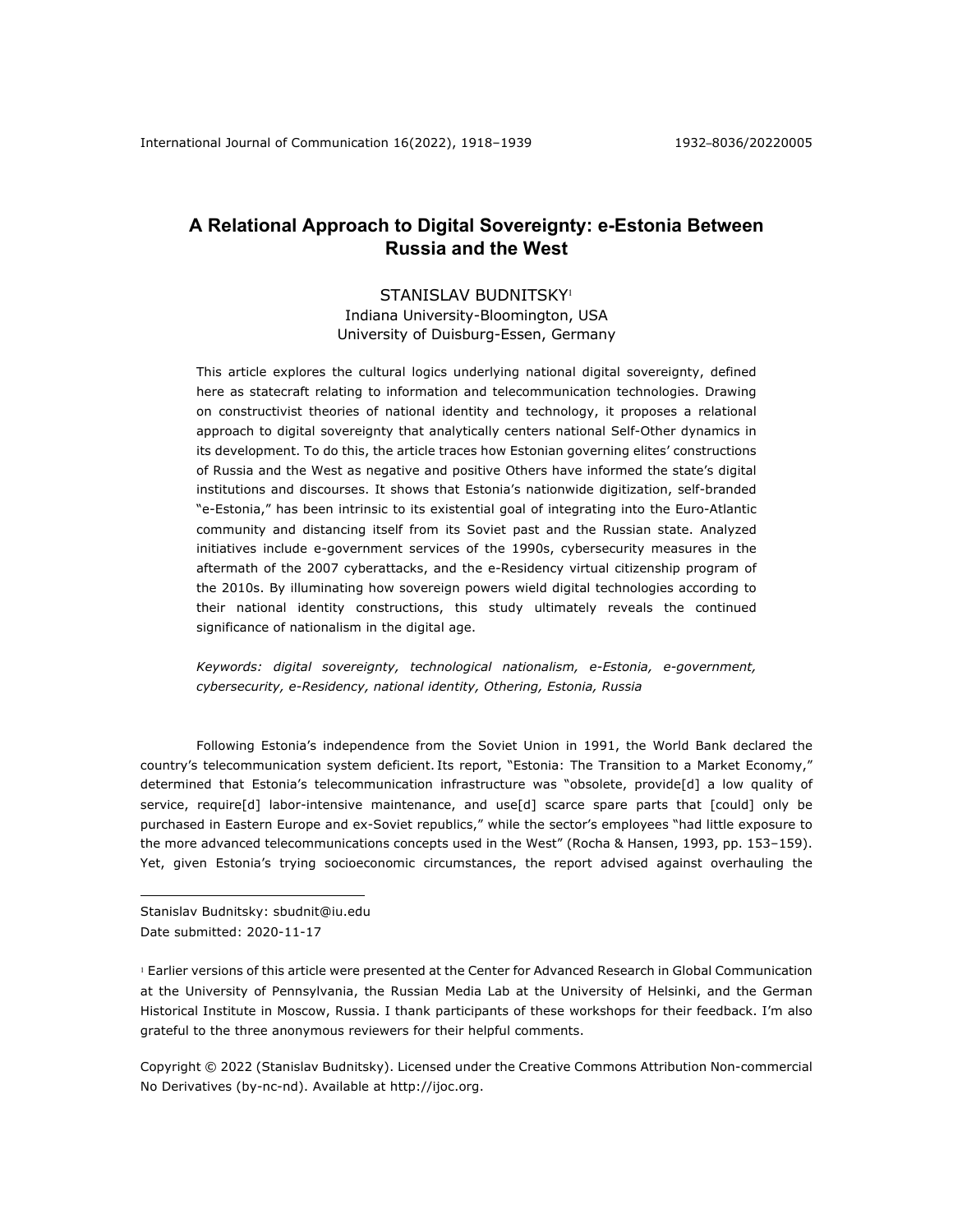# A Relational Approach to Digital Sovereignty: e-Estonia Between Russia and the West

STANISLAV BUDNITSKY[1]
Indiana University-Bloomington, USA
University of Duisburg-Essen, Germany

This article explores the cultural logics underlying national digital sovereignty, defined here as statecraft relating to information and telecommunication technologies. Drawing on constructivist theories of national identity and technology, it proposes a relational approach to digital sovereignty that analytically centers national Self-Other dynamics in its development. To do this, the article traces how Estonian governing elites' constructions of Russia and the West as negative and positive Others have informed the state's digital institutions and discourses. It shows that Estonia's nationwide digitization, self-branded "e-Estonia," has been intrinsic to its existential goal of integrating into the Euro-Atlantic community and distancing itself from its Soviet past and the Russian state. Analyzed initiatives include e-government services of the 1990s, cybersecurity measures in the aftermath of the 2007 cyberattacks, and the e-Residency virtual citizenship program of the 2010s. By illuminating how sovereign powers wield digital technologies according to their national identity constructions, this study ultimately reveals the continued significance of nationalism in the digital age.

*Keywords: digital sovereignty, technological nationalism, e-Estonia, e-government, cybersecurity, e-Residency, national identity, Othering, Estonia, Russia*

Following Estonia's independence from the Soviet Union in 1991, the World Bank declared the country's telecommunication system deficient. Its report, "Estonia: The Transition to a Market Economy," determined that Estonia's telecommunication infrastructure was "obsolete, provide[d] a low quality of service, require[d] labor-intensive maintenance, and use[d] scarce spare parts that [could] only be purchased in Eastern Europe and ex-Soviet republics," while the sector's employees "had little exposure to the more advanced telecommunications concepts used in the West" (Rocha & Hansen, 1993, pp. 153–159). Yet, given Estonia's trying socioeconomic circumstances, the report advised against overhauling the

Stanislav Budnitsky: sbudnit@iu.edu
Date submitted: 2020-11-17

[1] Earlier versions of this article were presented at the Center for Advanced Research in Global Communication at the University of Pennsylvania, the Russian Media Lab at the University of Helsinki, and the German Historical Institute in Moscow, Russia. I thank participants of these workshops for their feedback. I'm also grateful to the three anonymous reviewers for their helpful comments.

Copyright © 2022 (Stanislav Budnitsky). Licensed under the Creative Commons Attribution Non-commercial No Derivatives (by-nc-nd). Available at http://ijoc.org.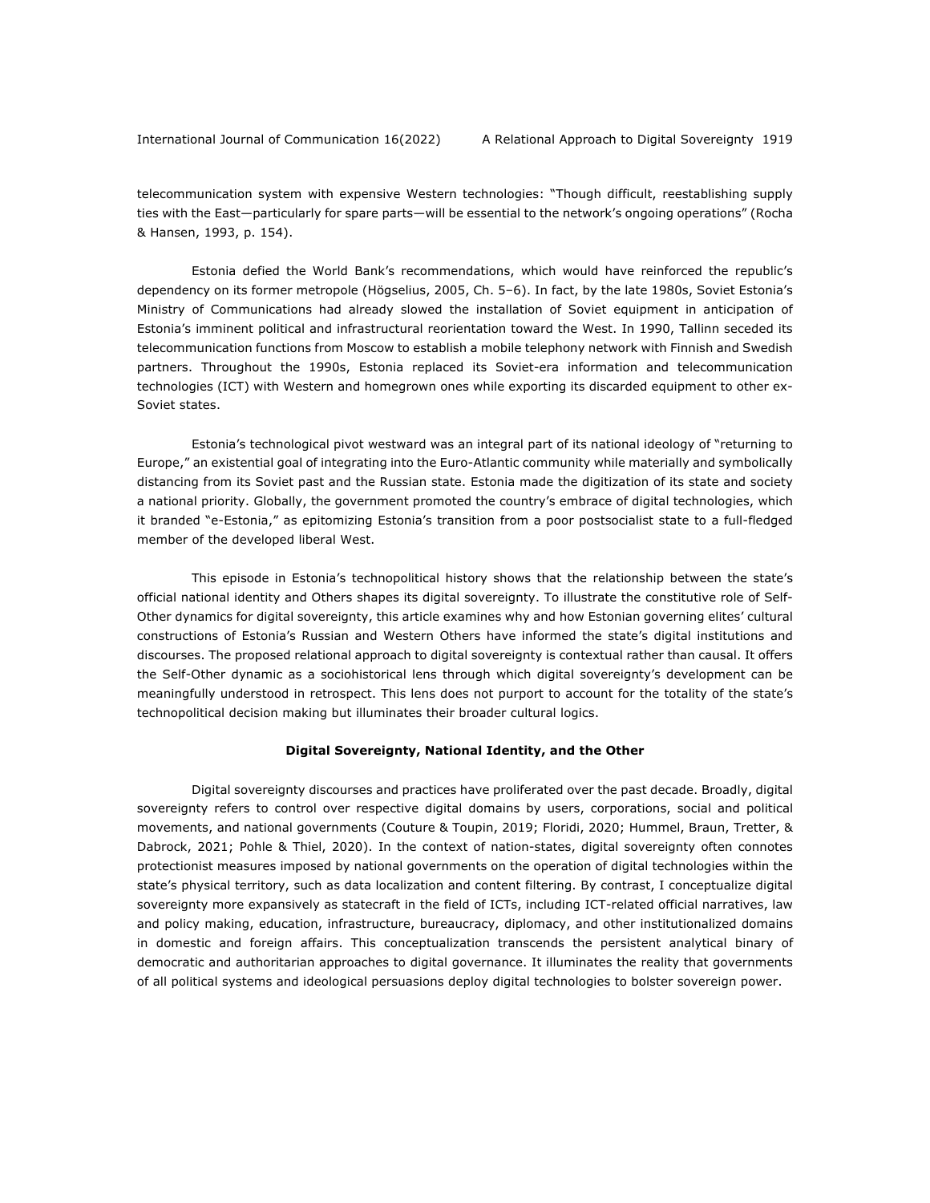telecommunication system with expensive Western technologies: "Though difficult, reestablishing supply ties with the East—particularly for spare parts—will be essential to the network's ongoing operations" (Rocha & Hansen, 1993, p. 154).

Estonia defied the World Bank's recommendations, which would have reinforced the republic's dependency on its former metropole (Högselius, 2005, Ch. 5–6). In fact, by the late 1980s, Soviet Estonia's Ministry of Communications had already slowed the installation of Soviet equipment in anticipation of Estonia's imminent political and infrastructural reorientation toward the West. In 1990, Tallinn seceded its telecommunication functions from Moscow to establish a mobile telephony network with Finnish and Swedish partners. Throughout the 1990s, Estonia replaced its Soviet-era information and telecommunication technologies (ICT) with Western and homegrown ones while exporting its discarded equipment to other ex-Soviet states.

Estonia's technological pivot westward was an integral part of its national ideology of "returning to Europe," an existential goal of integrating into the Euro-Atlantic community while materially and symbolically distancing from its Soviet past and the Russian state. Estonia made the digitization of its state and society a national priority. Globally, the government promoted the country's embrace of digital technologies, which it branded "e-Estonia," as epitomizing Estonia's transition from a poor postsocialist state to a full-fledged member of the developed liberal West.

This episode in Estonia's technopolitical history shows that the relationship between the state's official national identity and Others shapes its digital sovereignty. To illustrate the constitutive role of Self-Other dynamics for digital sovereignty, this article examines why and how Estonian governing elites' cultural constructions of Estonia's Russian and Western Others have informed the state's digital institutions and discourses. The proposed relational approach to digital sovereignty is contextual rather than causal. It offers the Self-Other dynamic as a sociohistorical lens through which digital sovereignty's development can be meaningfully understood in retrospect. This lens does not purport to account for the totality of the state's technopolitical decision making but illuminates their broader cultural logics.

## Digital Sovereignty, National Identity, and the Other

Digital sovereignty discourses and practices have proliferated over the past decade. Broadly, digital sovereignty refers to control over respective digital domains by users, corporations, social and political movements, and national governments (Couture & Toupin, 2019; Floridi, 2020; Hummel, Braun, Tretter, & Dabrock, 2021; Pohle & Thiel, 2020). In the context of nation-states, digital sovereignty often connotes protectionist measures imposed by national governments on the operation of digital technologies within the state's physical territory, such as data localization and content filtering. By contrast, I conceptualize digital sovereignty more expansively as statecraft in the field of ICTs, including ICT-related official narratives, law and policy making, education, infrastructure, bureaucracy, diplomacy, and other institutionalized domains in domestic and foreign affairs. This conceptualization transcends the persistent analytical binary of democratic and authoritarian approaches to digital governance. It illuminates the reality that governments of all political systems and ideological persuasions deploy digital technologies to bolster sovereign power.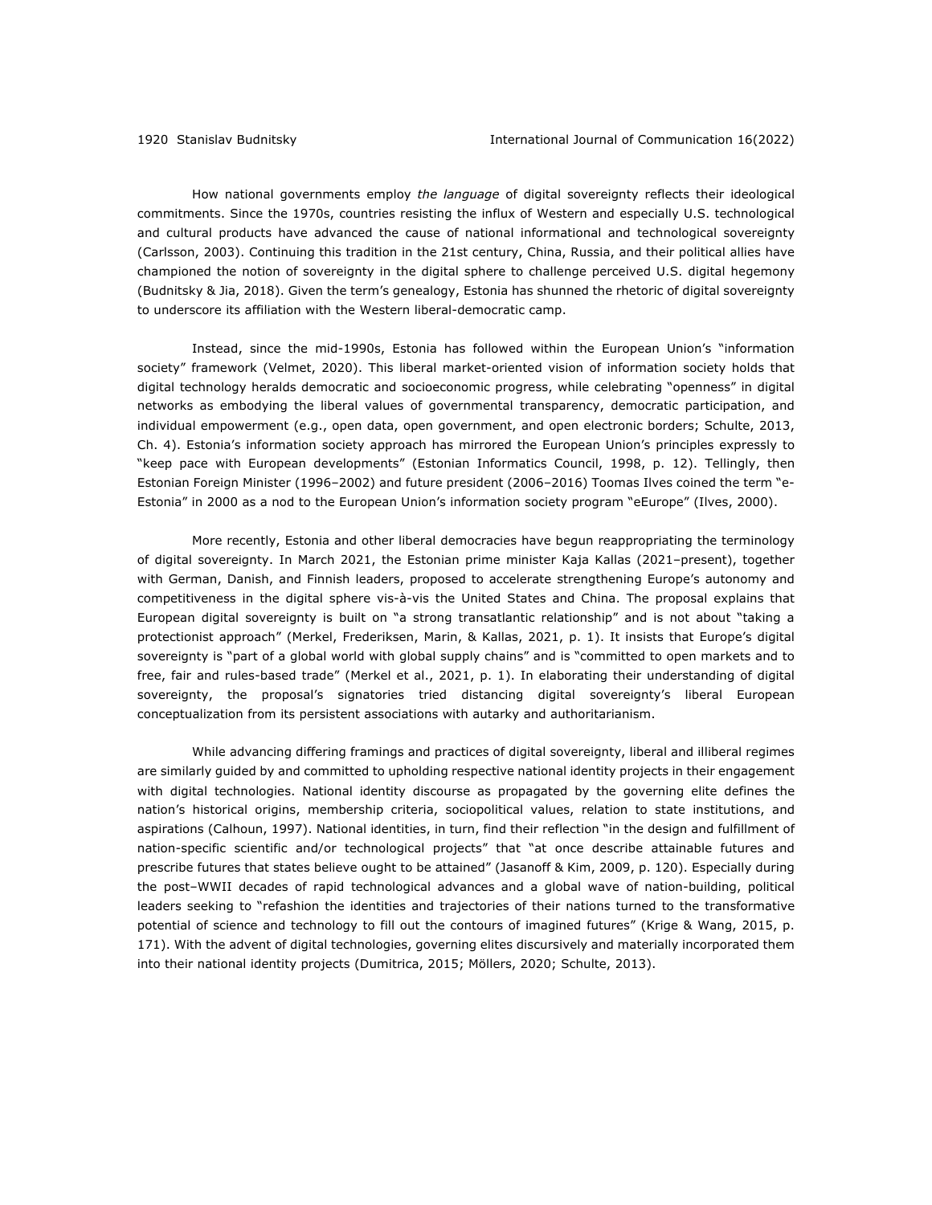How national governments employ *the language* of digital sovereignty reflects their ideological commitments. Since the 1970s, countries resisting the influx of Western and especially U.S. technological and cultural products have advanced the cause of national informational and technological sovereignty (Carlsson, 2003). Continuing this tradition in the 21st century, China, Russia, and their political allies have championed the notion of sovereignty in the digital sphere to challenge perceived U.S. digital hegemony (Budnitsky & Jia, 2018). Given the term's genealogy, Estonia has shunned the rhetoric of digital sovereignty to underscore its affiliation with the Western liberal-democratic camp.

Instead, since the mid-1990s, Estonia has followed within the European Union's "information society" framework (Velmet, 2020). This liberal market-oriented vision of information society holds that digital technology heralds democratic and socioeconomic progress, while celebrating "openness" in digital networks as embodying the liberal values of governmental transparency, democratic participation, and individual empowerment (e.g., open data, open government, and open electronic borders; Schulte, 2013, Ch. 4). Estonia's information society approach has mirrored the European Union's principles expressly to "keep pace with European developments" (Estonian Informatics Council, 1998, p. 12). Tellingly, then Estonian Foreign Minister (1996–2002) and future president (2006–2016) Toomas Ilves coined the term "e-Estonia" in 2000 as a nod to the European Union's information society program "eEurope" (Ilves, 2000).

More recently, Estonia and other liberal democracies have begun reappropriating the terminology of digital sovereignty. In March 2021, the Estonian prime minister Kaja Kallas (2021–present), together with German, Danish, and Finnish leaders, proposed to accelerate strengthening Europe's autonomy and competitiveness in the digital sphere vis-à-vis the United States and China. The proposal explains that European digital sovereignty is built on "a strong transatlantic relationship" and is not about "taking a protectionist approach" (Merkel, Frederiksen, Marin, & Kallas, 2021, p. 1). It insists that Europe's digital sovereignty is "part of a global world with global supply chains" and is "committed to open markets and to free, fair and rules-based trade" (Merkel et al., 2021, p. 1). In elaborating their understanding of digital sovereignty, the proposal's signatories tried distancing digital sovereignty's liberal European conceptualization from its persistent associations with autarky and authoritarianism.

While advancing differing framings and practices of digital sovereignty, liberal and illiberal regimes are similarly guided by and committed to upholding respective national identity projects in their engagement with digital technologies. National identity discourse as propagated by the governing elite defines the nation's historical origins, membership criteria, sociopolitical values, relation to state institutions, and aspirations (Calhoun, 1997). National identities, in turn, find their reflection "in the design and fulfillment of nation-specific scientific and/or technological projects" that "at once describe attainable futures and prescribe futures that states believe ought to be attained" (Jasanoff & Kim, 2009, p. 120). Especially during the post–WWII decades of rapid technological advances and a global wave of nation-building, political leaders seeking to "refashion the identities and trajectories of their nations turned to the transformative potential of science and technology to fill out the contours of imagined futures" (Krige & Wang, 2015, p. 171). With the advent of digital technologies, governing elites discursively and materially incorporated them into their national identity projects (Dumitrica, 2015; Möllers, 2020; Schulte, 2013).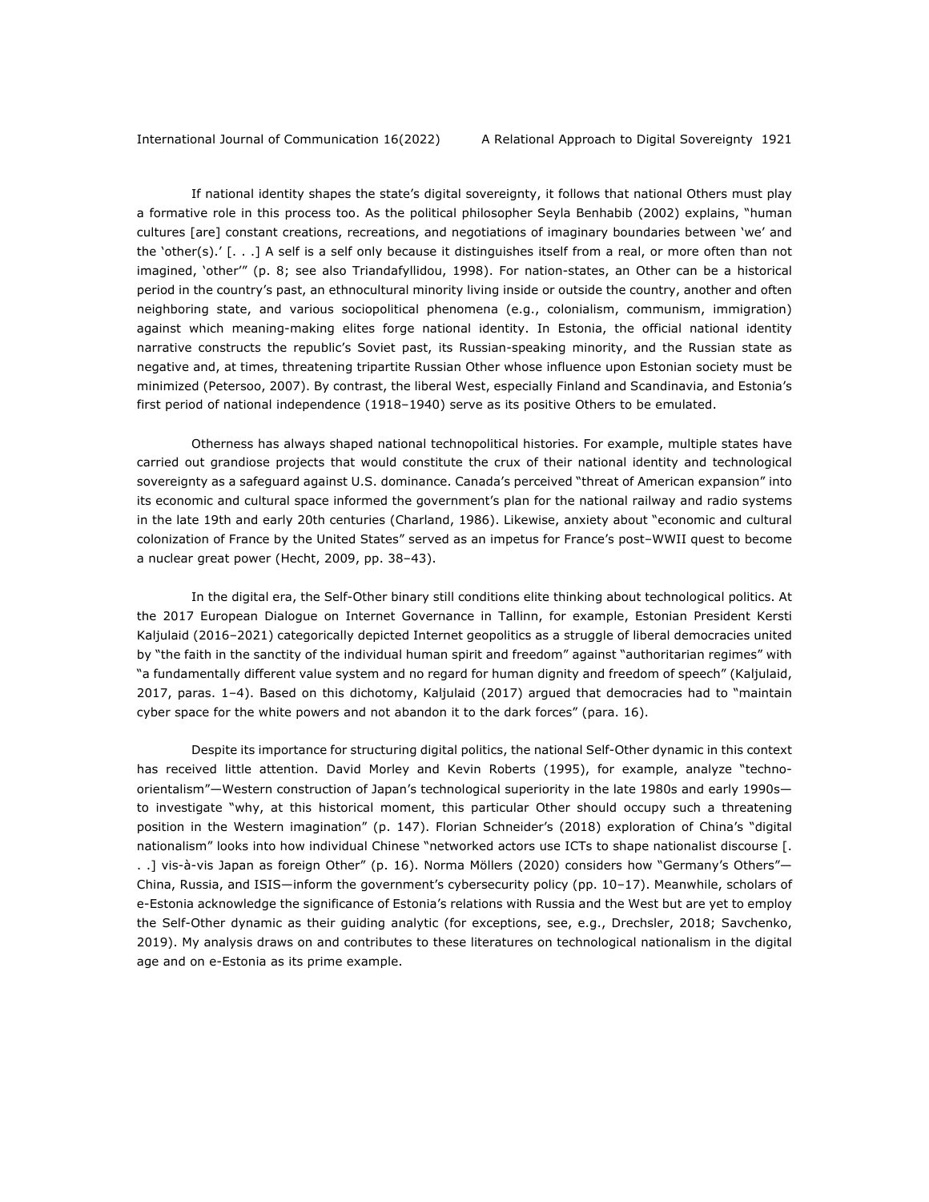If national identity shapes the state's digital sovereignty, it follows that national Others must play a formative role in this process too. As the political philosopher Seyla Benhabib (2002) explains, "human cultures [are] constant creations, recreations, and negotiations of imaginary boundaries between 'we' and the 'other(s).' [. . .] A self is a self only because it distinguishes itself from a real, or more often than not imagined, 'other'" (p. 8; see also Triandafyllidou, 1998). For nation-states, an Other can be a historical period in the country's past, an ethnocultural minority living inside or outside the country, another and often neighboring state, and various sociopolitical phenomena (e.g., colonialism, communism, immigration) against which meaning-making elites forge national identity. In Estonia, the official national identity narrative constructs the republic's Soviet past, its Russian-speaking minority, and the Russian state as negative and, at times, threatening tripartite Russian Other whose influence upon Estonian society must be minimized (Petersoo, 2007). By contrast, the liberal West, especially Finland and Scandinavia, and Estonia's first period of national independence (1918–1940) serve as its positive Others to be emulated.

Otherness has always shaped national technopolitical histories. For example, multiple states have carried out grandiose projects that would constitute the crux of their national identity and technological sovereignty as a safeguard against U.S. dominance. Canada's perceived "threat of American expansion" into its economic and cultural space informed the government's plan for the national railway and radio systems in the late 19th and early 20th centuries (Charland, 1986). Likewise, anxiety about "economic and cultural colonization of France by the United States" served as an impetus for France's post–WWII quest to become a nuclear great power (Hecht, 2009, pp. 38–43).

In the digital era, the Self-Other binary still conditions elite thinking about technological politics. At the 2017 European Dialogue on Internet Governance in Tallinn, for example, Estonian President Kersti Kaljulaid (2016–2021) categorically depicted Internet geopolitics as a struggle of liberal democracies united by "the faith in the sanctity of the individual human spirit and freedom" against "authoritarian regimes" with "a fundamentally different value system and no regard for human dignity and freedom of speech" (Kaljulaid, 2017, paras. 1–4). Based on this dichotomy, Kaljulaid (2017) argued that democracies had to "maintain cyber space for the white powers and not abandon it to the dark forces" (para. 16).

Despite its importance for structuring digital politics, the national Self-Other dynamic in this context has received little attention. David Morley and Kevin Roberts (1995), for example, analyze "techno-orientalism"—Western construction of Japan's technological superiority in the late 1980s and early 1990s—to investigate "why, at this historical moment, this particular Other should occupy such a threatening position in the Western imagination" (p. 147). Florian Schneider's (2018) exploration of China's "digital nationalism" looks into how individual Chinese "networked actors use ICTs to shape nationalist discourse [. . .] vis-à-vis Japan as foreign Other" (p. 16). Norma Möllers (2020) considers how "Germany's Others"—China, Russia, and ISIS—inform the government's cybersecurity policy (pp. 10–17). Meanwhile, scholars of e-Estonia acknowledge the significance of Estonia's relations with Russia and the West but are yet to employ the Self-Other dynamic as their guiding analytic (for exceptions, see, e.g., Drechsler, 2018; Savchenko, 2019). My analysis draws on and contributes to these literatures on technological nationalism in the digital age and on e-Estonia as its prime example.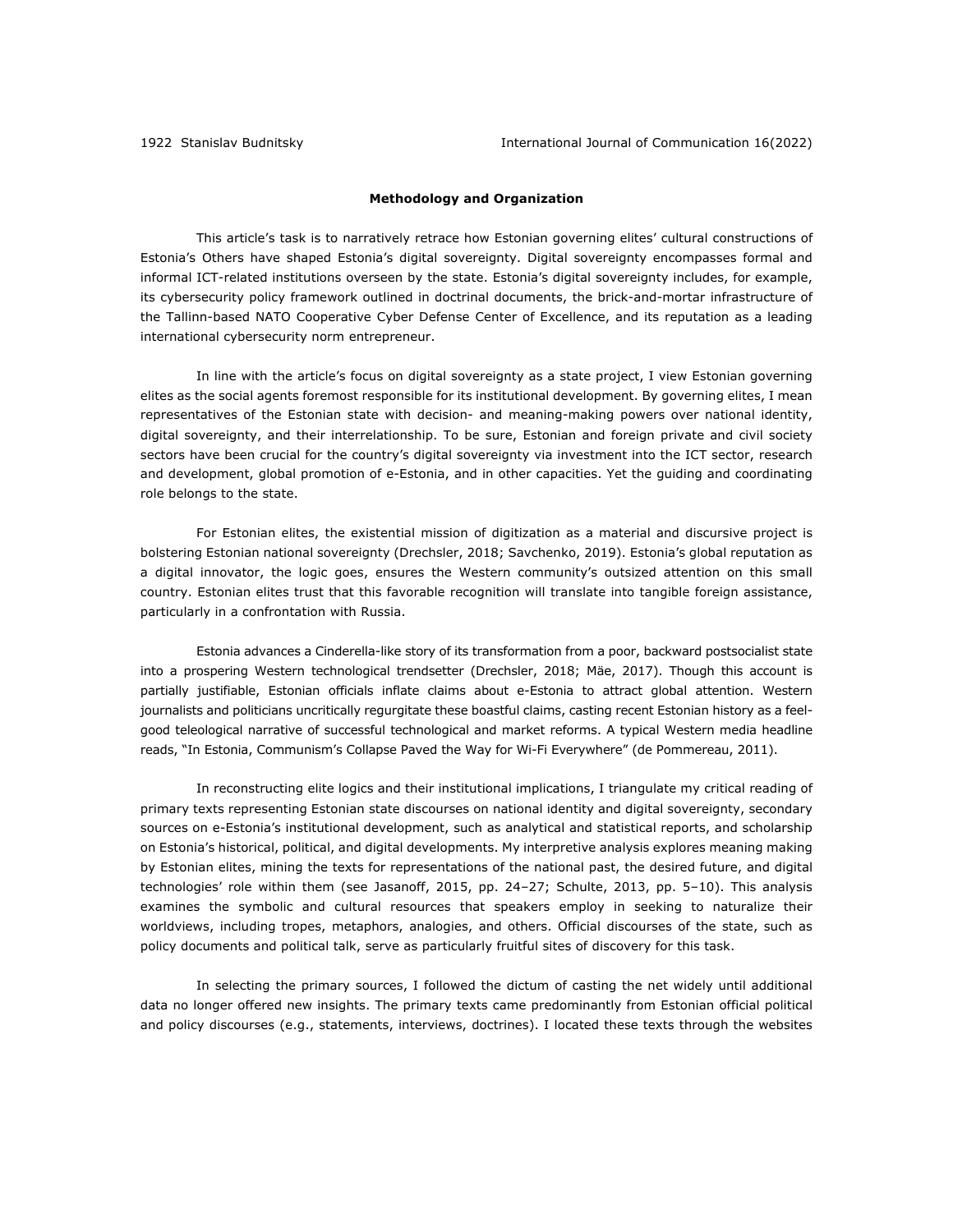**Methodology and Organization**

This article's task is to narratively retrace how Estonian governing elites' cultural constructions of Estonia's Others have shaped Estonia's digital sovereignty. Digital sovereignty encompasses formal and informal ICT-related institutions overseen by the state. Estonia's digital sovereignty includes, for example, its cybersecurity policy framework outlined in doctrinal documents, the brick-and-mortar infrastructure of the Tallinn-based NATO Cooperative Cyber Defense Center of Excellence, and its reputation as a leading international cybersecurity norm entrepreneur.

In line with the article's focus on digital sovereignty as a state project, I view Estonian governing elites as the social agents foremost responsible for its institutional development. By governing elites, I mean representatives of the Estonian state with decision- and meaning-making powers over national identity, digital sovereignty, and their interrelationship. To be sure, Estonian and foreign private and civil society sectors have been crucial for the country's digital sovereignty via investment into the ICT sector, research and development, global promotion of e-Estonia, and in other capacities. Yet the guiding and coordinating role belongs to the state.

For Estonian elites, the existential mission of digitization as a material and discursive project is bolstering Estonian national sovereignty (Drechsler, 2018; Savchenko, 2019). Estonia's global reputation as a digital innovator, the logic goes, ensures the Western community's outsized attention on this small country. Estonian elites trust that this favorable recognition will translate into tangible foreign assistance, particularly in a confrontation with Russia.

Estonia advances a Cinderella-like story of its transformation from a poor, backward postsocialist state into a prospering Western technological trendsetter (Drechsler, 2018; Mäe, 2017). Though this account is partially justifiable, Estonian officials inflate claims about e-Estonia to attract global attention. Western journalists and politicians uncritically regurgitate these boastful claims, casting recent Estonian history as a feel-good teleological narrative of successful technological and market reforms. A typical Western media headline reads, "In Estonia, Communism's Collapse Paved the Way for Wi-Fi Everywhere" (de Pommereau, 2011).

In reconstructing elite logics and their institutional implications, I triangulate my critical reading of primary texts representing Estonian state discourses on national identity and digital sovereignty, secondary sources on e-Estonia's institutional development, such as analytical and statistical reports, and scholarship on Estonia's historical, political, and digital developments. My interpretive analysis explores meaning making by Estonian elites, mining the texts for representations of the national past, the desired future, and digital technologies' role within them (see Jasanoff, 2015, pp. 24–27; Schulte, 2013, pp. 5–10). This analysis examines the symbolic and cultural resources that speakers employ in seeking to naturalize their worldviews, including tropes, metaphors, analogies, and others. Official discourses of the state, such as policy documents and political talk, serve as particularly fruitful sites of discovery for this task.

In selecting the primary sources, I followed the dictum of casting the net widely until additional data no longer offered new insights. The primary texts came predominantly from Estonian official political and policy discourses (e.g., statements, interviews, doctrines). I located these texts through the websites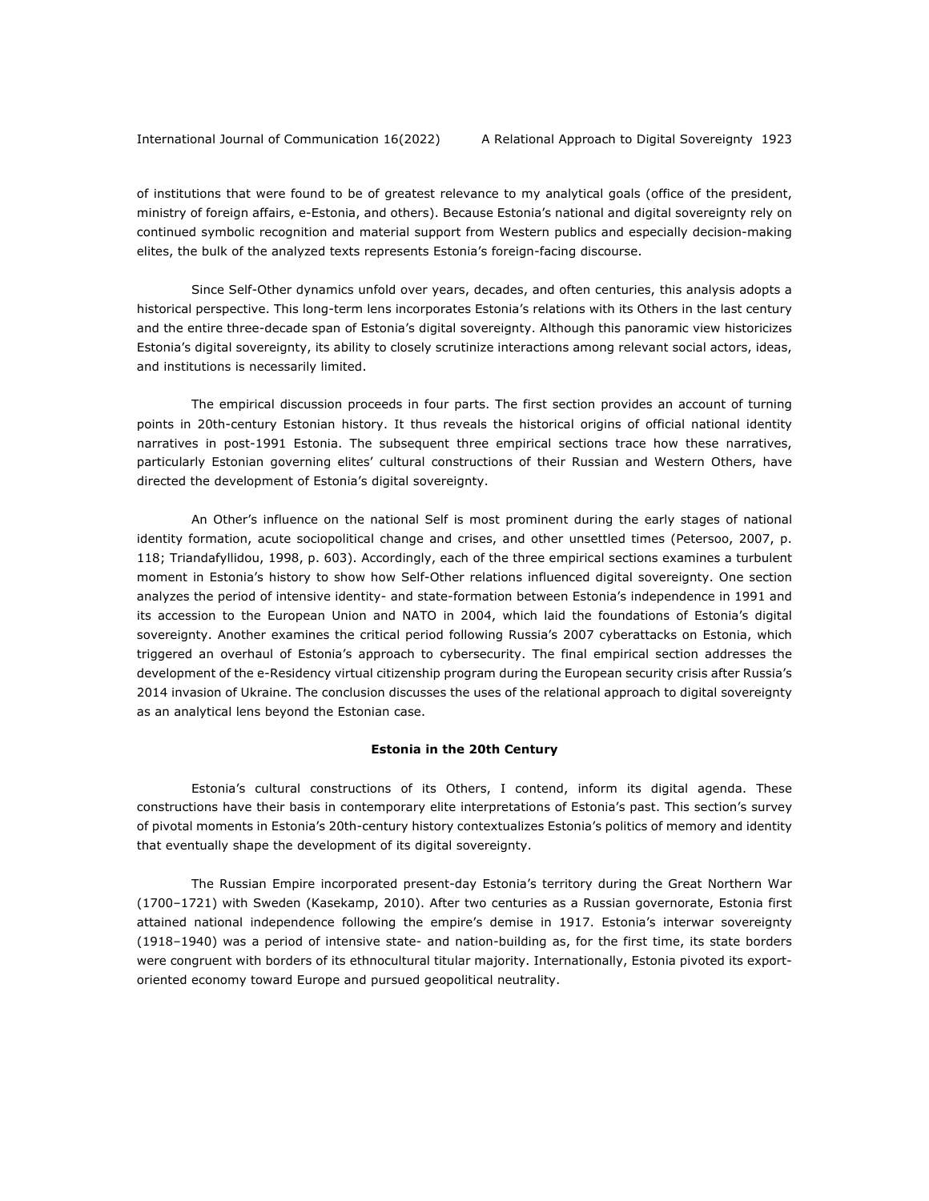of institutions that were found to be of greatest relevance to my analytical goals (office of the president, ministry of foreign affairs, e-Estonia, and others). Because Estonia's national and digital sovereignty rely on continued symbolic recognition and material support from Western publics and especially decision-making elites, the bulk of the analyzed texts represents Estonia's foreign-facing discourse.

Since Self-Other dynamics unfold over years, decades, and often centuries, this analysis adopts a historical perspective. This long-term lens incorporates Estonia's relations with its Others in the last century and the entire three-decade span of Estonia's digital sovereignty. Although this panoramic view historicizes Estonia's digital sovereignty, its ability to closely scrutinize interactions among relevant social actors, ideas, and institutions is necessarily limited.

The empirical discussion proceeds in four parts. The first section provides an account of turning points in 20th-century Estonian history. It thus reveals the historical origins of official national identity narratives in post-1991 Estonia. The subsequent three empirical sections trace how these narratives, particularly Estonian governing elites' cultural constructions of their Russian and Western Others, have directed the development of Estonia's digital sovereignty.

An Other's influence on the national Self is most prominent during the early stages of national identity formation, acute sociopolitical change and crises, and other unsettled times (Petersoo, 2007, p. 118; Triandafyllidou, 1998, p. 603). Accordingly, each of the three empirical sections examines a turbulent moment in Estonia's history to show how Self-Other relations influenced digital sovereignty. One section analyzes the period of intensive identity- and state-formation between Estonia's independence in 1991 and its accession to the European Union and NATO in 2004, which laid the foundations of Estonia's digital sovereignty. Another examines the critical period following Russia's 2007 cyberattacks on Estonia, which triggered an overhaul of Estonia's approach to cybersecurity. The final empirical section addresses the development of the e-Residency virtual citizenship program during the European security crisis after Russia's 2014 invasion of Ukraine. The conclusion discusses the uses of the relational approach to digital sovereignty as an analytical lens beyond the Estonian case.

## Estonia in the 20th Century

Estonia's cultural constructions of its Others, I contend, inform its digital agenda. These constructions have their basis in contemporary elite interpretations of Estonia's past. This section's survey of pivotal moments in Estonia's 20th-century history contextualizes Estonia's politics of memory and identity that eventually shape the development of its digital sovereignty.

The Russian Empire incorporated present-day Estonia's territory during the Great Northern War (1700–1721) with Sweden (Kasekamp, 2010). After two centuries as a Russian governorate, Estonia first attained national independence following the empire's demise in 1917. Estonia's interwar sovereignty (1918–1940) was a period of intensive state- and nation-building as, for the first time, its state borders were congruent with borders of its ethnocultural titular majority. Internationally, Estonia pivoted its export-oriented economy toward Europe and pursued geopolitical neutrality.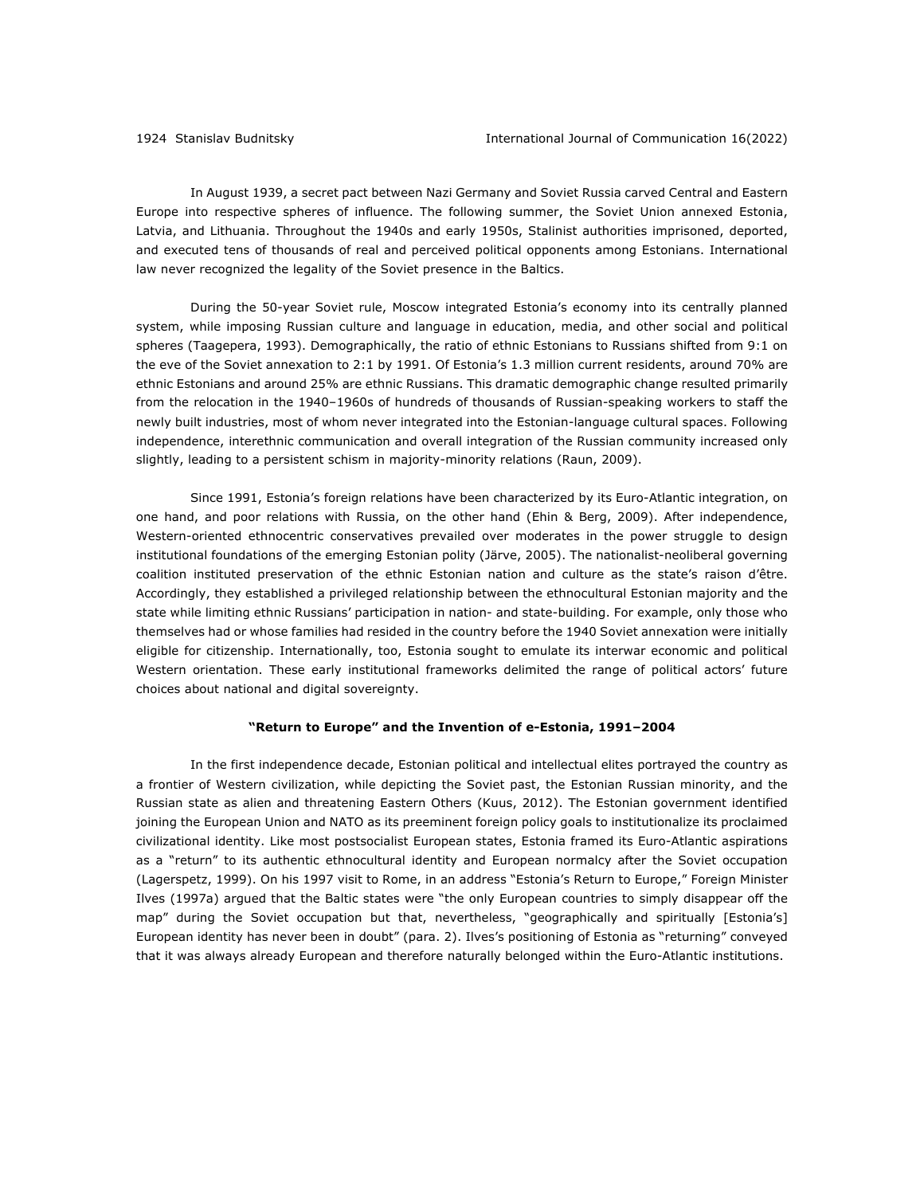In August 1939, a secret pact between Nazi Germany and Soviet Russia carved Central and Eastern Europe into respective spheres of influence. The following summer, the Soviet Union annexed Estonia, Latvia, and Lithuania. Throughout the 1940s and early 1950s, Stalinist authorities imprisoned, deported, and executed tens of thousands of real and perceived political opponents among Estonians. International law never recognized the legality of the Soviet presence in the Baltics.

During the 50-year Soviet rule, Moscow integrated Estonia's economy into its centrally planned system, while imposing Russian culture and language in education, media, and other social and political spheres (Taagepera, 1993). Demographically, the ratio of ethnic Estonians to Russians shifted from 9:1 on the eve of the Soviet annexation to 2:1 by 1991. Of Estonia's 1.3 million current residents, around 70% are ethnic Estonians and around 25% are ethnic Russians. This dramatic demographic change resulted primarily from the relocation in the 1940–1960s of hundreds of thousands of Russian-speaking workers to staff the newly built industries, most of whom never integrated into the Estonian-language cultural spaces. Following independence, interethnic communication and overall integration of the Russian community increased only slightly, leading to a persistent schism in majority-minority relations (Raun, 2009).

Since 1991, Estonia's foreign relations have been characterized by its Euro-Atlantic integration, on one hand, and poor relations with Russia, on the other hand (Ehin & Berg, 2009). After independence, Western-oriented ethnocentric conservatives prevailed over moderates in the power struggle to design institutional foundations of the emerging Estonian polity (Järve, 2005). The nationalist-neoliberal governing coalition instituted preservation of the ethnic Estonian nation and culture as the state's raison d'être. Accordingly, they established a privileged relationship between the ethnocultural Estonian majority and the state while limiting ethnic Russians' participation in nation- and state-building. For example, only those who themselves had or whose families had resided in the country before the 1940 Soviet annexation were initially eligible for citizenship. Internationally, too, Estonia sought to emulate its interwar economic and political Western orientation. These early institutional frameworks delimited the range of political actors' future choices about national and digital sovereignty.

## "Return to Europe" and the Invention of e-Estonia, 1991–2004

In the first independence decade, Estonian political and intellectual elites portrayed the country as a frontier of Western civilization, while depicting the Soviet past, the Estonian Russian minority, and the Russian state as alien and threatening Eastern Others (Kuus, 2012). The Estonian government identified joining the European Union and NATO as its preeminent foreign policy goals to institutionalize its proclaimed civilizational identity. Like most postsocialist European states, Estonia framed its Euro-Atlantic aspirations as a "return" to its authentic ethnocultural identity and European normalcy after the Soviet occupation (Lagerspetz, 1999). On his 1997 visit to Rome, in an address "Estonia's Return to Europe," Foreign Minister Ilves (1997a) argued that the Baltic states were "the only European countries to simply disappear off the map" during the Soviet occupation but that, nevertheless, "geographically and spiritually [Estonia's] European identity has never been in doubt" (para. 2). Ilves's positioning of Estonia as "returning" conveyed that it was always already European and therefore naturally belonged within the Euro-Atlantic institutions.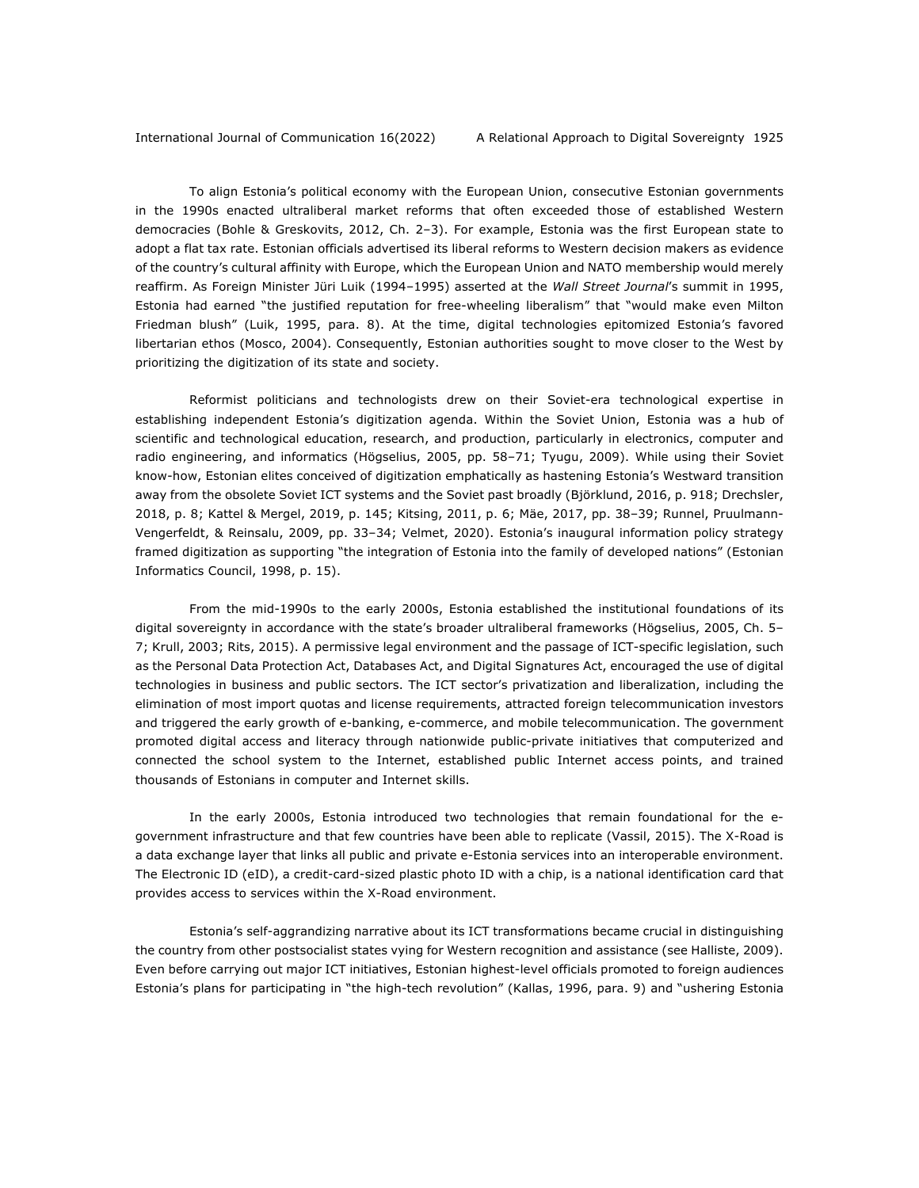To align Estonia's political economy with the European Union, consecutive Estonian governments in the 1990s enacted ultraliberal market reforms that often exceeded those of established Western democracies (Bohle & Greskovits, 2012, Ch. 2–3). For example, Estonia was the first European state to adopt a flat tax rate. Estonian officials advertised its liberal reforms to Western decision makers as evidence of the country's cultural affinity with Europe, which the European Union and NATO membership would merely reaffirm. As Foreign Minister Jüri Luik (1994–1995) asserted at the *Wall Street Journal*'s summit in 1995, Estonia had earned "the justified reputation for free-wheeling liberalism" that "would make even Milton Friedman blush" (Luik, 1995, para. 8). At the time, digital technologies epitomized Estonia's favored libertarian ethos (Mosco, 2004). Consequently, Estonian authorities sought to move closer to the West by prioritizing the digitization of its state and society.

Reformist politicians and technologists drew on their Soviet-era technological expertise in establishing independent Estonia's digitization agenda. Within the Soviet Union, Estonia was a hub of scientific and technological education, research, and production, particularly in electronics, computer and radio engineering, and informatics (Högselius, 2005, pp. 58–71; Tyugu, 2009). While using their Soviet know-how, Estonian elites conceived of digitization emphatically as hastening Estonia's Westward transition away from the obsolete Soviet ICT systems and the Soviet past broadly (Björklund, 2016, p. 918; Drechsler, 2018, p. 8; Kattel & Mergel, 2019, p. 145; Kitsing, 2011, p. 6; Mäe, 2017, pp. 38–39; Runnel, Pruulmann-Vengerfeldt, & Reinsalu, 2009, pp. 33–34; Velmet, 2020). Estonia's inaugural information policy strategy framed digitization as supporting "the integration of Estonia into the family of developed nations" (Estonian Informatics Council, 1998, p. 15).

From the mid-1990s to the early 2000s, Estonia established the institutional foundations of its digital sovereignty in accordance with the state's broader ultraliberal frameworks (Högselius, 2005, Ch. 5–7; Krull, 2003; Rits, 2015). A permissive legal environment and the passage of ICT-specific legislation, such as the Personal Data Protection Act, Databases Act, and Digital Signatures Act, encouraged the use of digital technologies in business and public sectors. The ICT sector's privatization and liberalization, including the elimination of most import quotas and license requirements, attracted foreign telecommunication investors and triggered the early growth of e-banking, e-commerce, and mobile telecommunication. The government promoted digital access and literacy through nationwide public-private initiatives that computerized and connected the school system to the Internet, established public Internet access points, and trained thousands of Estonians in computer and Internet skills.

In the early 2000s, Estonia introduced two technologies that remain foundational for the e-government infrastructure and that few countries have been able to replicate (Vassil, 2015). The X-Road is a data exchange layer that links all public and private e-Estonia services into an interoperable environment. The Electronic ID (eID), a credit-card-sized plastic photo ID with a chip, is a national identification card that provides access to services within the X-Road environment.

Estonia's self-aggrandizing narrative about its ICT transformations became crucial in distinguishing the country from other postsocialist states vying for Western recognition and assistance (see Halliste, 2009). Even before carrying out major ICT initiatives, Estonian highest-level officials promoted to foreign audiences Estonia's plans for participating in "the high-tech revolution" (Kallas, 1996, para. 9) and "ushering Estonia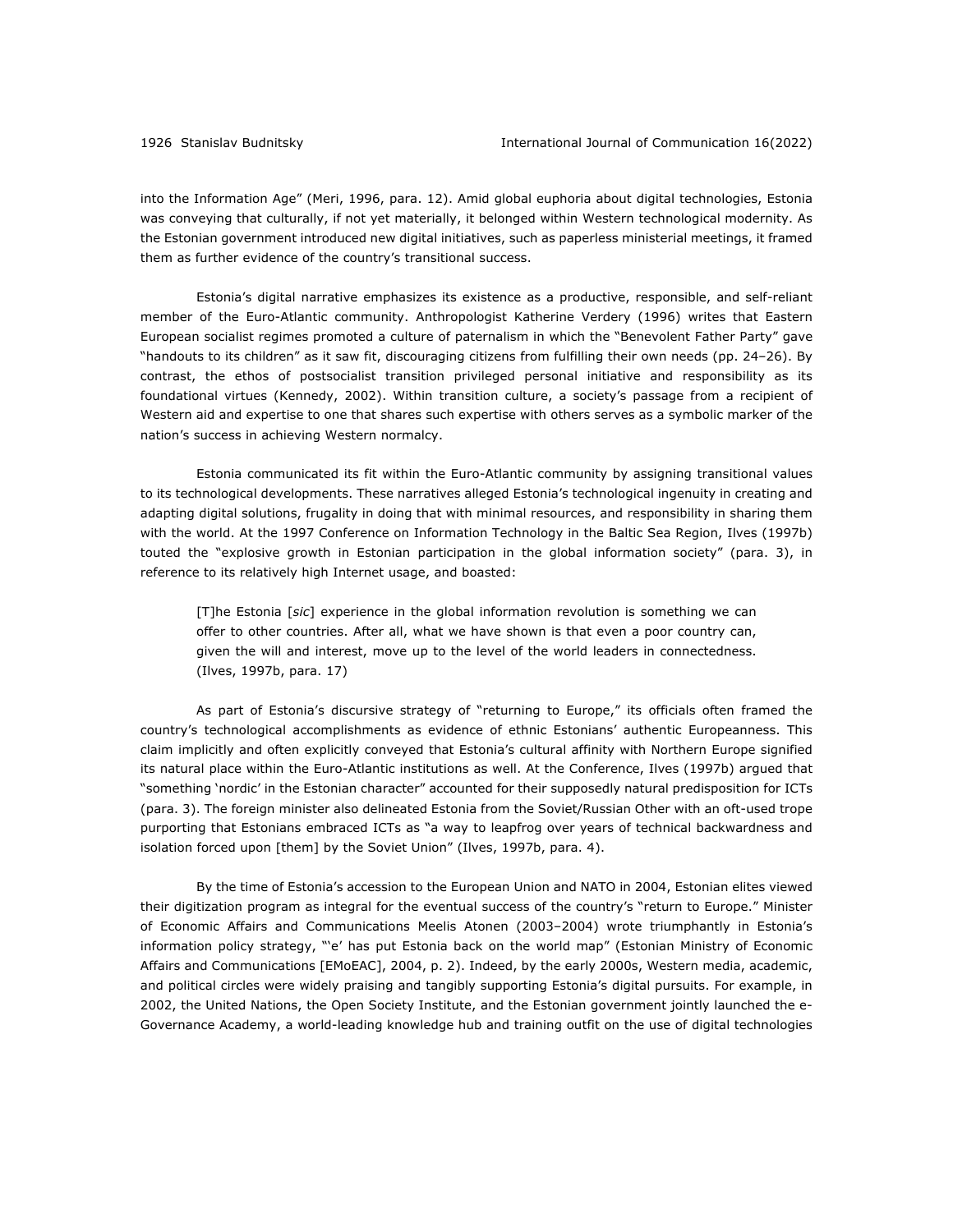into the Information Age" (Meri, 1996, para. 12). Amid global euphoria about digital technologies, Estonia was conveying that culturally, if not yet materially, it belonged within Western technological modernity. As the Estonian government introduced new digital initiatives, such as paperless ministerial meetings, it framed them as further evidence of the country's transitional success.

Estonia's digital narrative emphasizes its existence as a productive, responsible, and self-reliant member of the Euro-Atlantic community. Anthropologist Katherine Verdery (1996) writes that Eastern European socialist regimes promoted a culture of paternalism in which the "Benevolent Father Party" gave "handouts to its children" as it saw fit, discouraging citizens from fulfilling their own needs (pp. 24–26). By contrast, the ethos of postsocialist transition privileged personal initiative and responsibility as its foundational virtues (Kennedy, 2002). Within transition culture, a society's passage from a recipient of Western aid and expertise to one that shares such expertise with others serves as a symbolic marker of the nation's success in achieving Western normalcy.

Estonia communicated its fit within the Euro-Atlantic community by assigning transitional values to its technological developments. These narratives alleged Estonia's technological ingenuity in creating and adapting digital solutions, frugality in doing that with minimal resources, and responsibility in sharing them with the world. At the 1997 Conference on Information Technology in the Baltic Sea Region, Ilves (1997b) touted the "explosive growth in Estonian participation in the global information society" (para. 3), in reference to its relatively high Internet usage, and boasted:

> [T]he Estonia [*sic*] experience in the global information revolution is something we can offer to other countries. After all, what we have shown is that even a poor country can, given the will and interest, move up to the level of the world leaders in connectedness. (Ilves, 1997b, para. 17)

As part of Estonia's discursive strategy of "returning to Europe," its officials often framed the country's technological accomplishments as evidence of ethnic Estonians' authentic Europeanness. This claim implicitly and often explicitly conveyed that Estonia's cultural affinity with Northern Europe signified its natural place within the Euro-Atlantic institutions as well. At the Conference, Ilves (1997b) argued that "something 'nordic' in the Estonian character" accounted for their supposedly natural predisposition for ICTs (para. 3). The foreign minister also delineated Estonia from the Soviet/Russian Other with an oft-used trope purporting that Estonians embraced ICTs as "a way to leapfrog over years of technical backwardness and isolation forced upon [them] by the Soviet Union" (Ilves, 1997b, para. 4).

By the time of Estonia's accession to the European Union and NATO in 2004, Estonian elites viewed their digitization program as integral for the eventual success of the country's "return to Europe." Minister of Economic Affairs and Communications Meelis Atonen (2003–2004) wrote triumphantly in Estonia's information policy strategy, "'e' has put Estonia back on the world map" (Estonian Ministry of Economic Affairs and Communications [EMoEAC], 2004, p. 2). Indeed, by the early 2000s, Western media, academic, and political circles were widely praising and tangibly supporting Estonia's digital pursuits. For example, in 2002, the United Nations, the Open Society Institute, and the Estonian government jointly launched the e-Governance Academy, a world-leading knowledge hub and training outfit on the use of digital technologies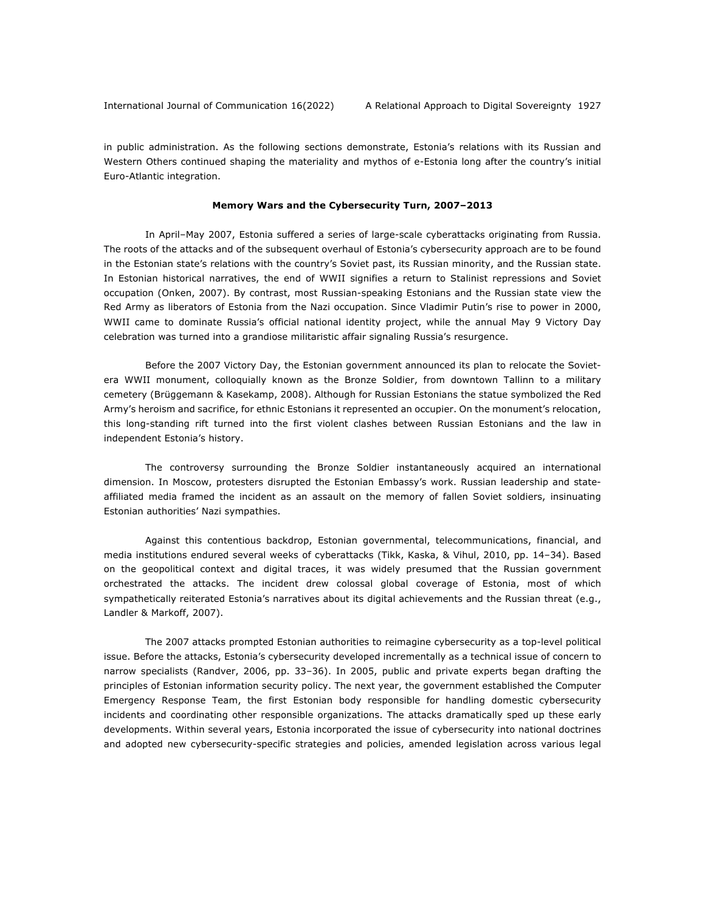in public administration. As the following sections demonstrate, Estonia's relations with its Russian and Western Others continued shaping the materiality and mythos of e-Estonia long after the country's initial Euro-Atlantic integration.

## Memory Wars and the Cybersecurity Turn, 2007–2013

In April–May 2007, Estonia suffered a series of large-scale cyberattacks originating from Russia. The roots of the attacks and of the subsequent overhaul of Estonia's cybersecurity approach are to be found in the Estonian state's relations with the country's Soviet past, its Russian minority, and the Russian state. In Estonian historical narratives, the end of WWII signifies a return to Stalinist repressions and Soviet occupation (Onken, 2007). By contrast, most Russian-speaking Estonians and the Russian state view the Red Army as liberators of Estonia from the Nazi occupation. Since Vladimir Putin's rise to power in 2000, WWII came to dominate Russia's official national identity project, while the annual May 9 Victory Day celebration was turned into a grandiose militaristic affair signaling Russia's resurgence.

Before the 2007 Victory Day, the Estonian government announced its plan to relocate the Soviet-era WWII monument, colloquially known as the Bronze Soldier, from downtown Tallinn to a military cemetery (Brüggemann & Kasekamp, 2008). Although for Russian Estonians the statue symbolized the Red Army's heroism and sacrifice, for ethnic Estonians it represented an occupier. On the monument's relocation, this long-standing rift turned into the first violent clashes between Russian Estonians and the law in independent Estonia's history.

The controversy surrounding the Bronze Soldier instantaneously acquired an international dimension. In Moscow, protesters disrupted the Estonian Embassy's work. Russian leadership and state-affiliated media framed the incident as an assault on the memory of fallen Soviet soldiers, insinuating Estonian authorities' Nazi sympathies.

Against this contentious backdrop, Estonian governmental, telecommunications, financial, and media institutions endured several weeks of cyberattacks (Tikk, Kaska, & Vihul, 2010, pp. 14–34). Based on the geopolitical context and digital traces, it was widely presumed that the Russian government orchestrated the attacks. The incident drew colossal global coverage of Estonia, most of which sympathetically reiterated Estonia's narratives about its digital achievements and the Russian threat (e.g., Landler & Markoff, 2007).

The 2007 attacks prompted Estonian authorities to reimagine cybersecurity as a top-level political issue. Before the attacks, Estonia's cybersecurity developed incrementally as a technical issue of concern to narrow specialists (Randver, 2006, pp. 33–36). In 2005, public and private experts began drafting the principles of Estonian information security policy. The next year, the government established the Computer Emergency Response Team, the first Estonian body responsible for handling domestic cybersecurity incidents and coordinating other responsible organizations. The attacks dramatically sped up these early developments. Within several years, Estonia incorporated the issue of cybersecurity into national doctrines and adopted new cybersecurity-specific strategies and policies, amended legislation across various legal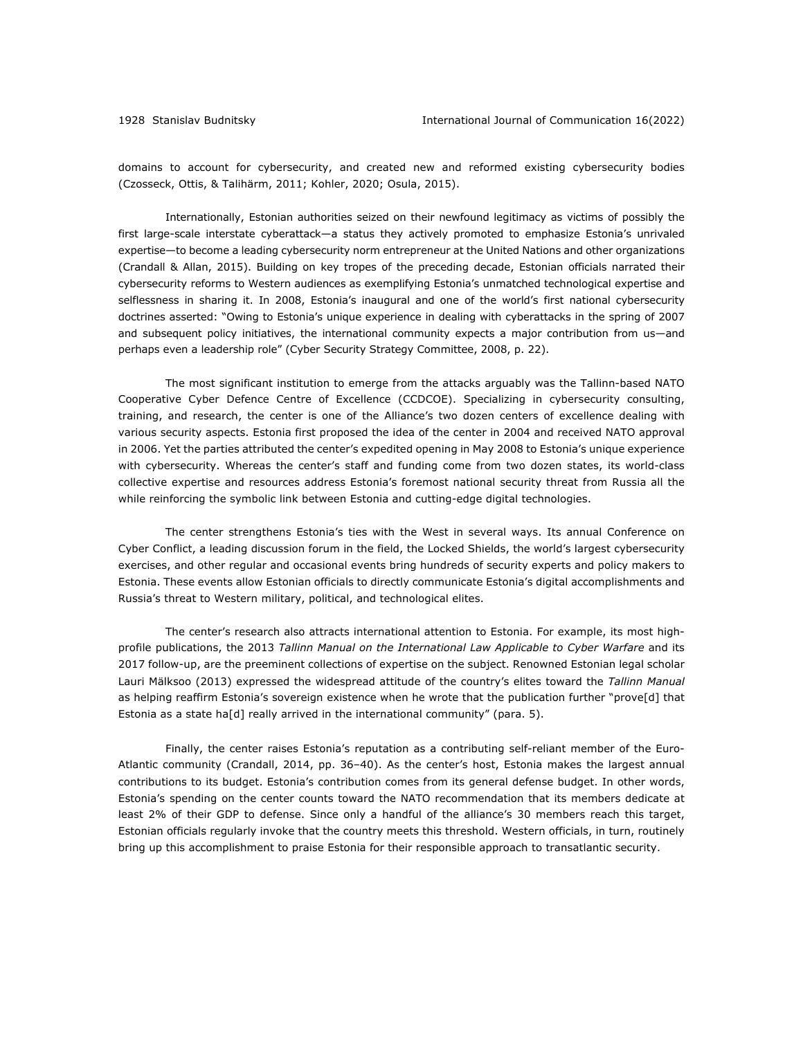domains to account for cybersecurity, and created new and reformed existing cybersecurity bodies (Czosseck, Ottis, & Talihärm, 2011; Kohler, 2020; Osula, 2015).

Internationally, Estonian authorities seized on their newfound legitimacy as victims of possibly the first large-scale interstate cyberattack—a status they actively promoted to emphasize Estonia's unrivaled expertise—to become a leading cybersecurity norm entrepreneur at the United Nations and other organizations (Crandall & Allan, 2015). Building on key tropes of the preceding decade, Estonian officials narrated their cybersecurity reforms to Western audiences as exemplifying Estonia's unmatched technological expertise and selflessness in sharing it. In 2008, Estonia's inaugural and one of the world's first national cybersecurity doctrines asserted: "Owing to Estonia's unique experience in dealing with cyberattacks in the spring of 2007 and subsequent policy initiatives, the international community expects a major contribution from us—and perhaps even a leadership role" (Cyber Security Strategy Committee, 2008, p. 22).

The most significant institution to emerge from the attacks arguably was the Tallinn-based NATO Cooperative Cyber Defence Centre of Excellence (CCDCOE). Specializing in cybersecurity consulting, training, and research, the center is one of the Alliance's two dozen centers of excellence dealing with various security aspects. Estonia first proposed the idea of the center in 2004 and received NATO approval in 2006. Yet the parties attributed the center's expedited opening in May 2008 to Estonia's unique experience with cybersecurity. Whereas the center's staff and funding come from two dozen states, its world-class collective expertise and resources address Estonia's foremost national security threat from Russia all the while reinforcing the symbolic link between Estonia and cutting-edge digital technologies.

The center strengthens Estonia's ties with the West in several ways. Its annual Conference on Cyber Conflict, a leading discussion forum in the field, the Locked Shields, the world's largest cybersecurity exercises, and other regular and occasional events bring hundreds of security experts and policy makers to Estonia. These events allow Estonian officials to directly communicate Estonia's digital accomplishments and Russia's threat to Western military, political, and technological elites.

The center's research also attracts international attention to Estonia. For example, its most high-profile publications, the 2013 *Tallinn Manual on the International Law Applicable to Cyber Warfare* and its 2017 follow-up, are the preeminent collections of expertise on the subject. Renowned Estonian legal scholar Lauri Mälksoo (2013) expressed the widespread attitude of the country's elites toward the *Tallinn Manual* as helping reaffirm Estonia's sovereign existence when he wrote that the publication further "prove[d] that Estonia as a state ha[d] really arrived in the international community" (para. 5).

Finally, the center raises Estonia's reputation as a contributing self-reliant member of the Euro-Atlantic community (Crandall, 2014, pp. 36–40). As the center's host, Estonia makes the largest annual contributions to its budget. Estonia's contribution comes from its general defense budget. In other words, Estonia's spending on the center counts toward the NATO recommendation that its members dedicate at least 2% of their GDP to defense. Since only a handful of the alliance's 30 members reach this target, Estonian officials regularly invoke that the country meets this threshold. Western officials, in turn, routinely bring up this accomplishment to praise Estonia for their responsible approach to transatlantic security.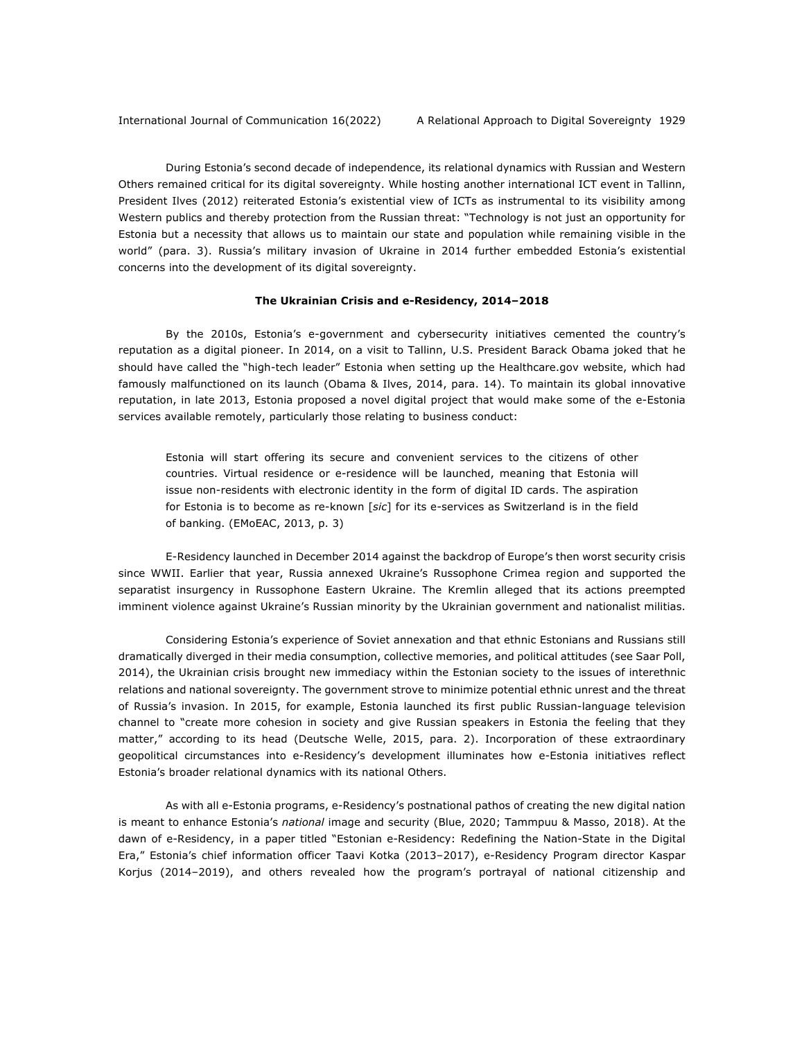During Estonia's second decade of independence, its relational dynamics with Russian and Western Others remained critical for its digital sovereignty. While hosting another international ICT event in Tallinn, President Ilves (2012) reiterated Estonia's existential view of ICTs as instrumental to its visibility among Western publics and thereby protection from the Russian threat: "Technology is not just an opportunity for Estonia but a necessity that allows us to maintain our state and population while remaining visible in the world" (para. 3). Russia's military invasion of Ukraine in 2014 further embedded Estonia's existential concerns into the development of its digital sovereignty.

**The Ukrainian Crisis and e-Residency, 2014–2018**

By the 2010s, Estonia's e-government and cybersecurity initiatives cemented the country's reputation as a digital pioneer. In 2014, on a visit to Tallinn, U.S. President Barack Obama joked that he should have called the "high-tech leader" Estonia when setting up the Healthcare.gov website, which had famously malfunctioned on its launch (Obama & Ilves, 2014, para. 14). To maintain its global innovative reputation, in late 2013, Estonia proposed a novel digital project that would make some of the e-Estonia services available remotely, particularly those relating to business conduct:

> Estonia will start offering its secure and convenient services to the citizens of other countries. Virtual residence or e-residence will be launched, meaning that Estonia will issue non-residents with electronic identity in the form of digital ID cards. The aspiration for Estonia is to become as re-known [*sic*] for its e-services as Switzerland is in the field of banking. (EMoEAC, 2013, p. 3)

E-Residency launched in December 2014 against the backdrop of Europe's then worst security crisis since WWII. Earlier that year, Russia annexed Ukraine's Russophone Crimea region and supported the separatist insurgency in Russophone Eastern Ukraine. The Kremlin alleged that its actions preempted imminent violence against Ukraine's Russian minority by the Ukrainian government and nationalist militias.

Considering Estonia's experience of Soviet annexation and that ethnic Estonians and Russians still dramatically diverged in their media consumption, collective memories, and political attitudes (see Saar Poll, 2014), the Ukrainian crisis brought new immediacy within the Estonian society to the issues of interethnic relations and national sovereignty. The government strove to minimize potential ethnic unrest and the threat of Russia's invasion. In 2015, for example, Estonia launched its first public Russian-language television channel to "create more cohesion in society and give Russian speakers in Estonia the feeling that they matter," according to its head (Deutsche Welle, 2015, para. 2). Incorporation of these extraordinary geopolitical circumstances into e-Residency's development illuminates how e-Estonia initiatives reflect Estonia's broader relational dynamics with its national Others.

As with all e-Estonia programs, e-Residency's postnational pathos of creating the new digital nation is meant to enhance Estonia's *national* image and security (Blue, 2020; Tammpuu & Masso, 2018). At the dawn of e-Residency, in a paper titled "Estonian e-Residency: Redefining the Nation-State in the Digital Era," Estonia's chief information officer Taavi Kotka (2013–2017), e-Residency Program director Kaspar Korjus (2014–2019), and others revealed how the program's portrayal of national citizenship and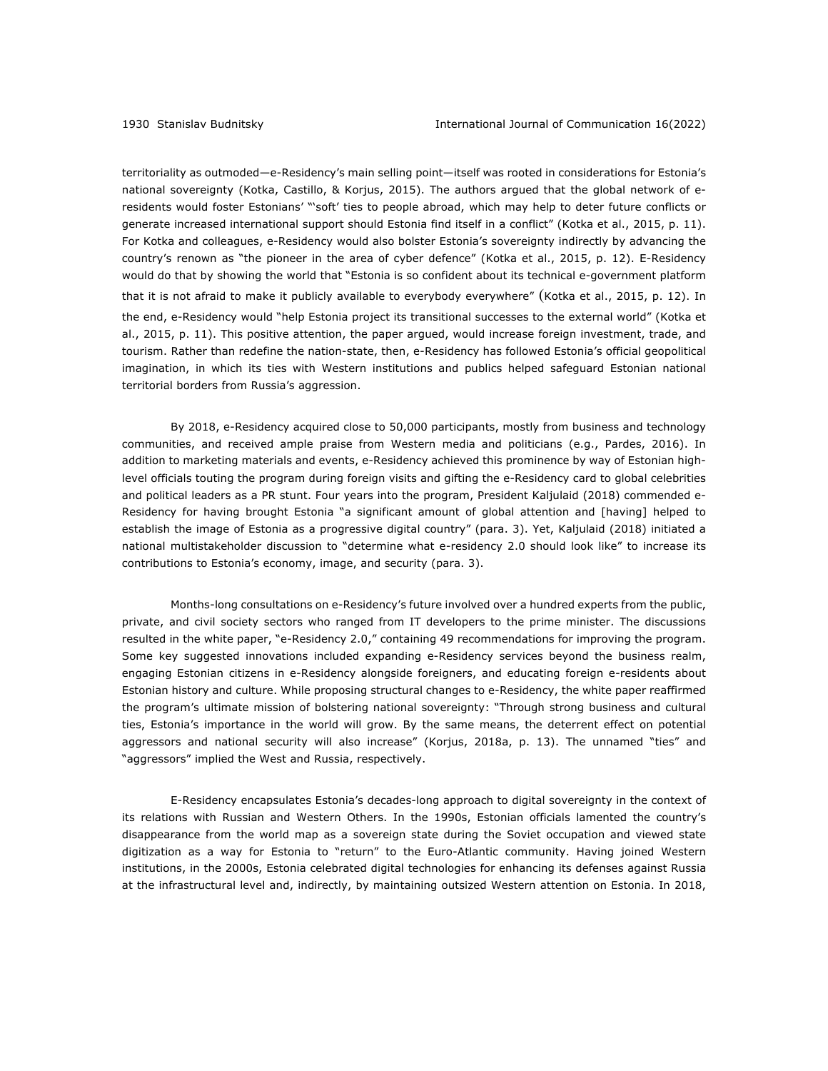territoriality as outmoded—e-Residency's main selling point—itself was rooted in considerations for Estonia's national sovereignty (Kotka, Castillo, & Korjus, 2015). The authors argued that the global network of e-residents would foster Estonians' "'soft' ties to people abroad, which may help to deter future conflicts or generate increased international support should Estonia find itself in a conflict" (Kotka et al., 2015, p. 11). For Kotka and colleagues, e-Residency would also bolster Estonia's sovereignty indirectly by advancing the country's renown as "the pioneer in the area of cyber defence" (Kotka et al., 2015, p. 12). E-Residency would do that by showing the world that "Estonia is so confident about its technical e-government platform that it is not afraid to make it publicly available to everybody everywhere" (Kotka et al., 2015, p. 12). In the end, e-Residency would "help Estonia project its transitional successes to the external world" (Kotka et al., 2015, p. 11). This positive attention, the paper argued, would increase foreign investment, trade, and tourism. Rather than redefine the nation-state, then, e-Residency has followed Estonia's official geopolitical imagination, in which its ties with Western institutions and publics helped safeguard Estonian national territorial borders from Russia's aggression.

By 2018, e-Residency acquired close to 50,000 participants, mostly from business and technology communities, and received ample praise from Western media and politicians (e.g., Pardes, 2016). In addition to marketing materials and events, e-Residency achieved this prominence by way of Estonian high-level officials touting the program during foreign visits and gifting the e-Residency card to global celebrities and political leaders as a PR stunt. Four years into the program, President Kaljulaid (2018) commended e-Residency for having brought Estonia "a significant amount of global attention and [having] helped to establish the image of Estonia as a progressive digital country" (para. 3). Yet, Kaljulaid (2018) initiated a national multistakeholder discussion to "determine what e-residency 2.0 should look like" to increase its contributions to Estonia's economy, image, and security (para. 3).

Months-long consultations on e-Residency's future involved over a hundred experts from the public, private, and civil society sectors who ranged from IT developers to the prime minister. The discussions resulted in the white paper, "e-Residency 2.0," containing 49 recommendations for improving the program. Some key suggested innovations included expanding e-Residency services beyond the business realm, engaging Estonian citizens in e-Residency alongside foreigners, and educating foreign e-residents about Estonian history and culture. While proposing structural changes to e-Residency, the white paper reaffirmed the program's ultimate mission of bolstering national sovereignty: "Through strong business and cultural ties, Estonia's importance in the world will grow. By the same means, the deterrent effect on potential aggressors and national security will also increase" (Korjus, 2018a, p. 13). The unnamed "ties" and "aggressors" implied the West and Russia, respectively.

E-Residency encapsulates Estonia's decades-long approach to digital sovereignty in the context of its relations with Russian and Western Others. In the 1990s, Estonian officials lamented the country's disappearance from the world map as a sovereign state during the Soviet occupation and viewed state digitization as a way for Estonia to "return" to the Euro-Atlantic community. Having joined Western institutions, in the 2000s, Estonia celebrated digital technologies for enhancing its defenses against Russia at the infrastructural level and, indirectly, by maintaining outsized Western attention on Estonia. In 2018,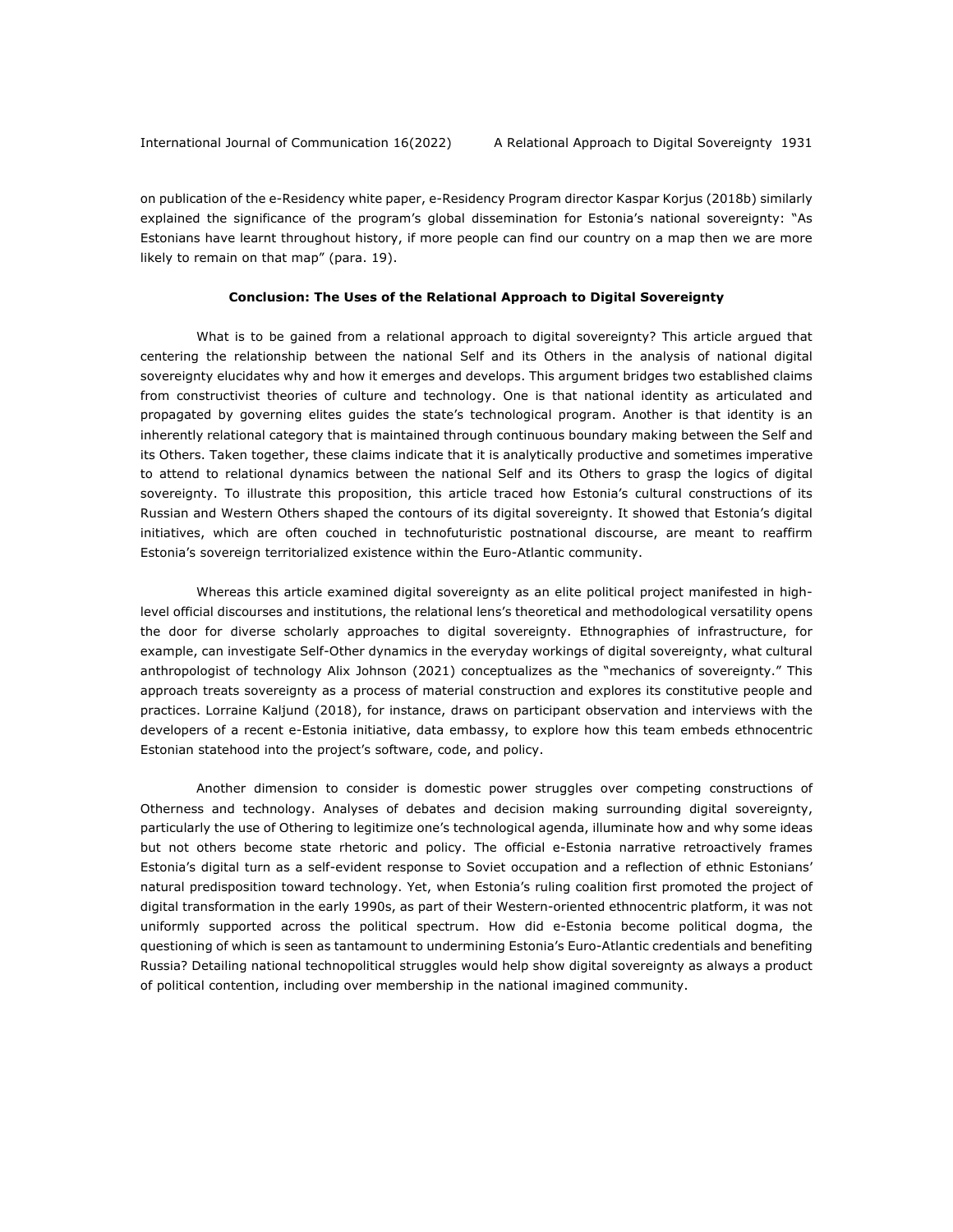on publication of the e-Residency white paper, e-Residency Program director Kaspar Korjus (2018b) similarly explained the significance of the program's global dissemination for Estonia's national sovereignty: "As Estonians have learnt throughout history, if more people can find our country on a map then we are more likely to remain on that map" (para. 19).

## Conclusion: The Uses of the Relational Approach to Digital Sovereignty

What is to be gained from a relational approach to digital sovereignty? This article argued that centering the relationship between the national Self and its Others in the analysis of national digital sovereignty elucidates why and how it emerges and develops. This argument bridges two established claims from constructivist theories of culture and technology. One is that national identity as articulated and propagated by governing elites guides the state's technological program. Another is that identity is an inherently relational category that is maintained through continuous boundary making between the Self and its Others. Taken together, these claims indicate that it is analytically productive and sometimes imperative to attend to relational dynamics between the national Self and its Others to grasp the logics of digital sovereignty. To illustrate this proposition, this article traced how Estonia's cultural constructions of its Russian and Western Others shaped the contours of its digital sovereignty. It showed that Estonia's digital initiatives, which are often couched in technofuturistic postnational discourse, are meant to reaffirm Estonia's sovereign territorialized existence within the Euro-Atlantic community.

Whereas this article examined digital sovereignty as an elite political project manifested in high-level official discourses and institutions, the relational lens's theoretical and methodological versatility opens the door for diverse scholarly approaches to digital sovereignty. Ethnographies of infrastructure, for example, can investigate Self-Other dynamics in the everyday workings of digital sovereignty, what cultural anthropologist of technology Alix Johnson (2021) conceptualizes as the "mechanics of sovereignty." This approach treats sovereignty as a process of material construction and explores its constitutive people and practices. Lorraine Kaljund (2018), for instance, draws on participant observation and interviews with the developers of a recent e-Estonia initiative, data embassy, to explore how this team embeds ethnocentric Estonian statehood into the project's software, code, and policy.

Another dimension to consider is domestic power struggles over competing constructions of Otherness and technology. Analyses of debates and decision making surrounding digital sovereignty, particularly the use of Othering to legitimize one's technological agenda, illuminate how and why some ideas but not others become state rhetoric and policy. The official e-Estonia narrative retroactively frames Estonia's digital turn as a self-evident response to Soviet occupation and a reflection of ethnic Estonians' natural predisposition toward technology. Yet, when Estonia's ruling coalition first promoted the project of digital transformation in the early 1990s, as part of their Western-oriented ethnocentric platform, it was not uniformly supported across the political spectrum. How did e-Estonia become political dogma, the questioning of which is seen as tantamount to undermining Estonia's Euro-Atlantic credentials and benefiting Russia? Detailing national technopolitical struggles would help show digital sovereignty as always a product of political contention, including over membership in the national imagined community.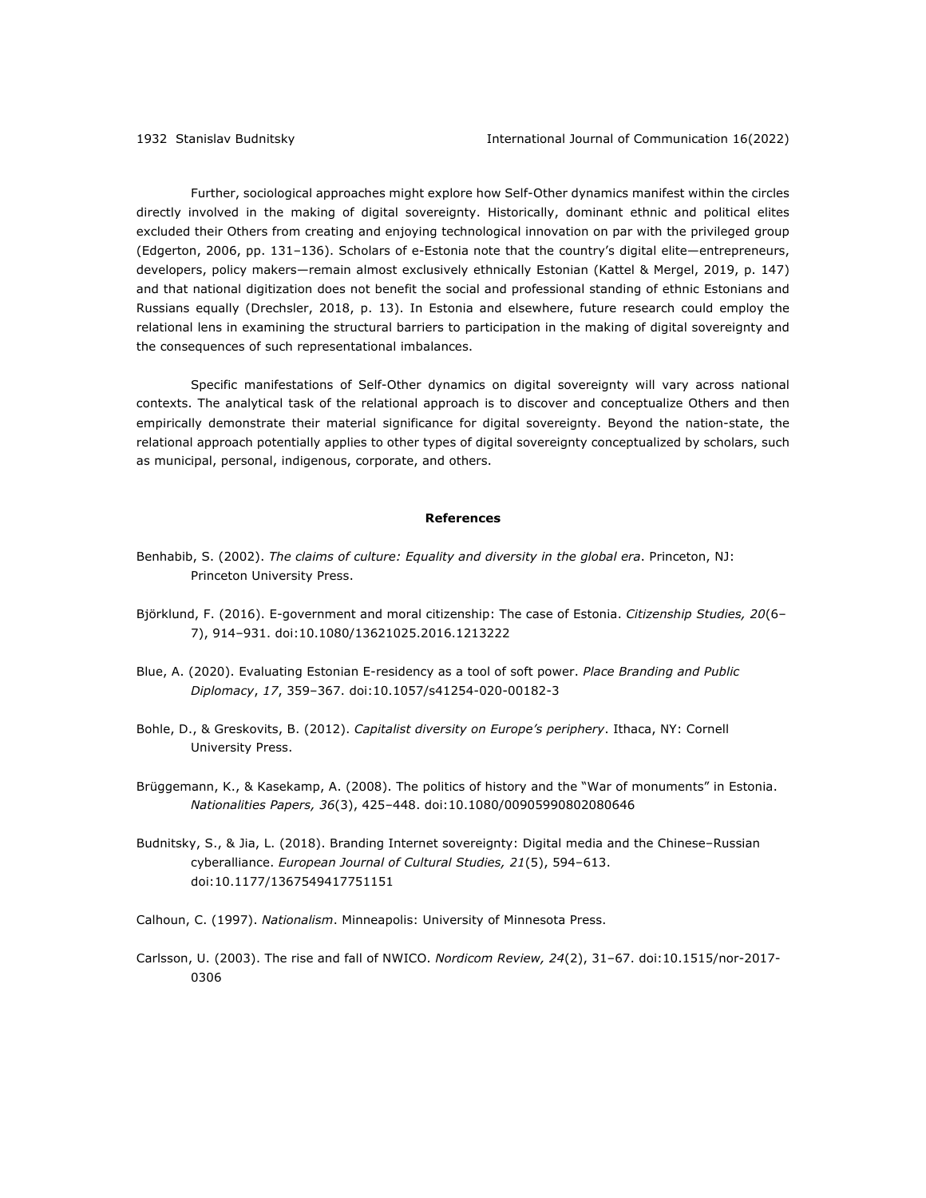Further, sociological approaches might explore how Self-Other dynamics manifest within the circles directly involved in the making of digital sovereignty. Historically, dominant ethnic and political elites excluded their Others from creating and enjoying technological innovation on par with the privileged group (Edgerton, 2006, pp. 131–136). Scholars of e-Estonia note that the country's digital elite—entrepreneurs, developers, policy makers—remain almost exclusively ethnically Estonian (Kattel & Mergel, 2019, p. 147) and that national digitization does not benefit the social and professional standing of ethnic Estonians and Russians equally (Drechsler, 2018, p. 13). In Estonia and elsewhere, future research could employ the relational lens in examining the structural barriers to participation in the making of digital sovereignty and the consequences of such representational imbalances.

Specific manifestations of Self-Other dynamics on digital sovereignty will vary across national contexts. The analytical task of the relational approach is to discover and conceptualize Others and then empirically demonstrate their material significance for digital sovereignty. Beyond the nation-state, the relational approach potentially applies to other types of digital sovereignty conceptualized by scholars, such as municipal, personal, indigenous, corporate, and others.

## References

Benhabib, S. (2002). *The claims of culture: Equality and diversity in the global era*. Princeton, NJ: Princeton University Press.

Björklund, F. (2016). E-government and moral citizenship: The case of Estonia. *Citizenship Studies, 20*(6–7), 914–931. doi:10.1080/13621025.2016.1213222

Blue, A. (2020). Evaluating Estonian E-residency as a tool of soft power. *Place Branding and Public Diplomacy*, *17*, 359–367. doi:10.1057/s41254-020-00182-3

Bohle, D., & Greskovits, B. (2012). *Capitalist diversity on Europe's periphery*. Ithaca, NY: Cornell University Press.

Brüggemann, K., & Kasekamp, A. (2008). The politics of history and the "War of monuments" in Estonia. *Nationalities Papers, 36*(3), 425–448. doi:10.1080/00905990802080646

Budnitsky, S., & Jia, L. (2018). Branding Internet sovereignty: Digital media and the Chinese–Russian cyberalliance. *European Journal of Cultural Studies, 21*(5), 594–613. doi:10.1177/1367549417751151

Calhoun, C. (1997). *Nationalism*. Minneapolis: University of Minnesota Press.

Carlsson, U. (2003). The rise and fall of NWICO. *Nordicom Review, 24*(2), 31–67. doi:10.1515/nor-2017-0306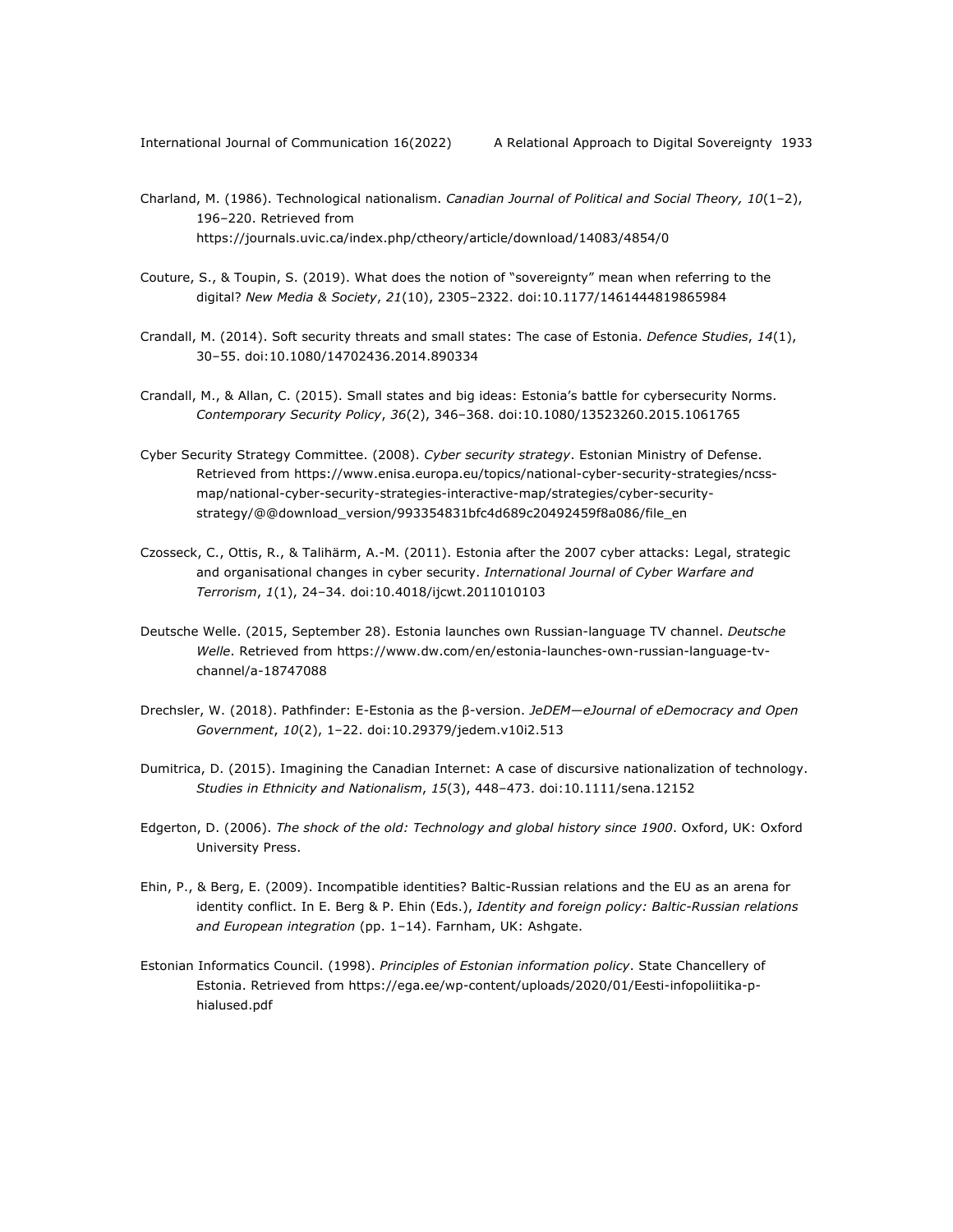Charland, M. (1986). Technological nationalism. *Canadian Journal of Political and Social Theory, 10*(1–2), 196–220. Retrieved from https://journals.uvic.ca/index.php/ctheory/article/download/14083/4854/0

Couture, S., & Toupin, S. (2019). What does the notion of "sovereignty" mean when referring to the digital? *New Media & Society*, *21*(10), 2305–2322. doi:10.1177/1461444819865984

Crandall, M. (2014). Soft security threats and small states: The case of Estonia. *Defence Studies*, *14*(1), 30–55. doi:10.1080/14702436.2014.890334

Crandall, M., & Allan, C. (2015). Small states and big ideas: Estonia's battle for cybersecurity Norms. *Contemporary Security Policy*, *36*(2), 346–368. doi:10.1080/13523260.2015.1061765

Cyber Security Strategy Committee. (2008). *Cyber security strategy*. Estonian Ministry of Defense. Retrieved from https://www.enisa.europa.eu/topics/national-cyber-security-strategies/ncss-map/national-cyber-security-strategies-interactive-map/strategies/cyber-security-strategy/@@download_version/993354831bfc4d689c20492459f8a086/file_en

Czosseck, C., Ottis, R., & Talihärm, A.-M. (2011). Estonia after the 2007 cyber attacks: Legal, strategic and organisational changes in cyber security. *International Journal of Cyber Warfare and Terrorism*, *1*(1), 24–34. doi:10.4018/ijcwt.2011010103

Deutsche Welle. (2015, September 28). Estonia launches own Russian-language TV channel. *Deutsche Welle*. Retrieved from https://www.dw.com/en/estonia-launches-own-russian-language-tv-channel/a-18747088

Drechsler, W. (2018). Pathfinder: E-Estonia as the β-version. *JeDEM—eJournal of eDemocracy and Open Government*, *10*(2), 1–22. doi:10.29379/jedem.v10i2.513

Dumitrica, D. (2015). Imagining the Canadian Internet: A case of discursive nationalization of technology. *Studies in Ethnicity and Nationalism*, *15*(3), 448–473. doi:10.1111/sena.12152

Edgerton, D. (2006). *The shock of the old: Technology and global history since 1900*. Oxford, UK: Oxford University Press.

Ehin, P., & Berg, E. (2009). Incompatible identities? Baltic-Russian relations and the EU as an arena for identity conflict. In E. Berg & P. Ehin (Eds.), *Identity and foreign policy: Baltic-Russian relations and European integration* (pp. 1–14). Farnham, UK: Ashgate.

Estonian Informatics Council. (1998). *Principles of Estonian information policy*. State Chancellery of Estonia. Retrieved from https://ega.ee/wp-content/uploads/2020/01/Eesti-infopoliitika-p-hialused.pdf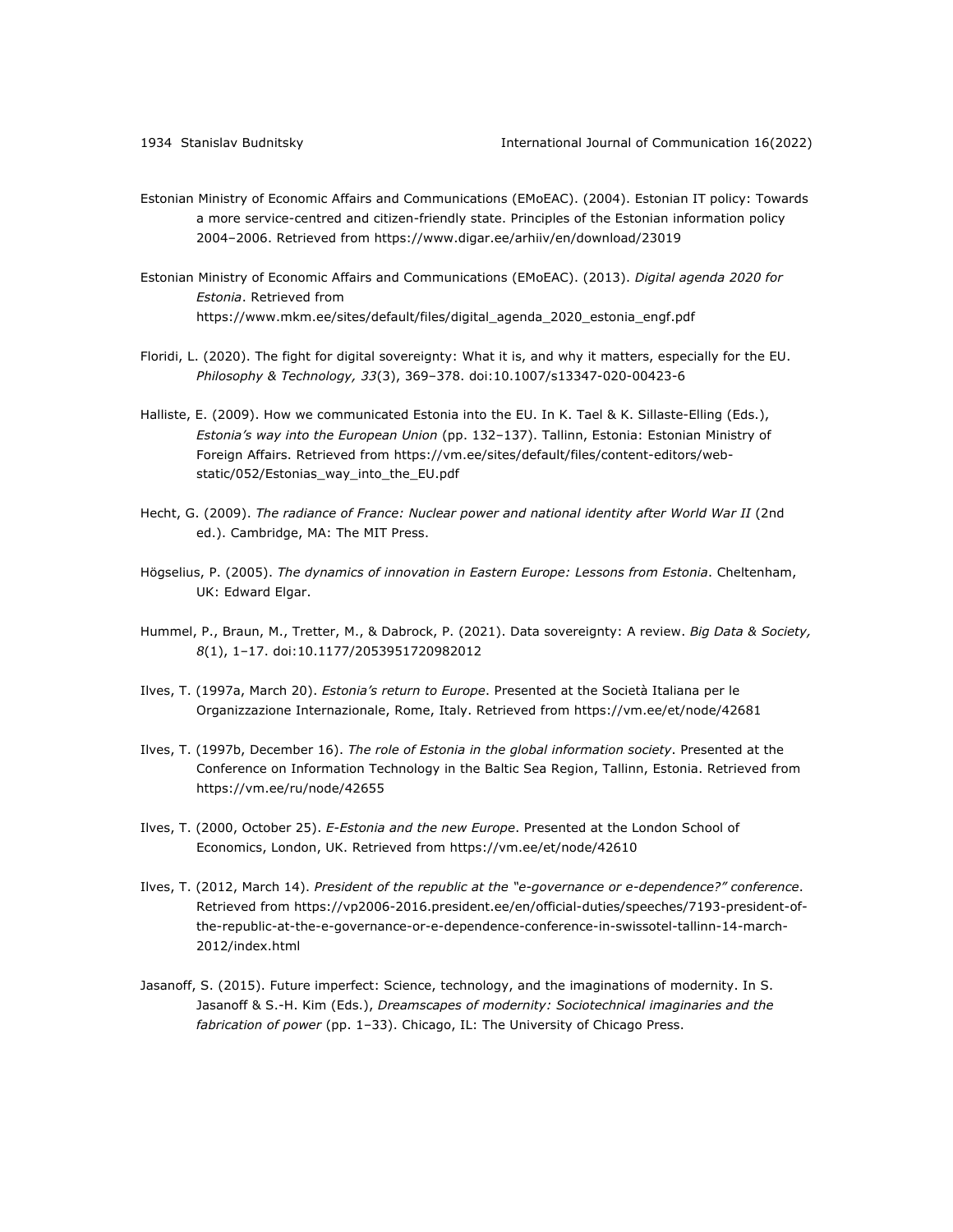Estonian Ministry of Economic Affairs and Communications (EMoEAC). (2004). Estonian IT policy: Towards a more service-centred and citizen-friendly state. Principles of the Estonian information policy 2004–2006. Retrieved from https://www.digar.ee/arhiiv/en/download/23019

Estonian Ministry of Economic Affairs and Communications (EMoEAC). (2013). *Digital agenda 2020 for Estonia*. Retrieved from https://www.mkm.ee/sites/default/files/digital_agenda_2020_estonia_engf.pdf

Floridi, L. (2020). The fight for digital sovereignty: What it is, and why it matters, especially for the EU. *Philosophy & Technology, 33*(3), 369–378. doi:10.1007/s13347-020-00423-6

Halliste, E. (2009). How we communicated Estonia into the EU. In K. Tael & K. Sillaste-Elling (Eds.), *Estonia's way into the European Union* (pp. 132–137). Tallinn, Estonia: Estonian Ministry of Foreign Affairs. Retrieved from https://vm.ee/sites/default/files/content-editors/web-static/052/Estonias_way_into_the_EU.pdf

Hecht, G. (2009). *The radiance of France: Nuclear power and national identity after World War II* (2nd ed.). Cambridge, MA: The MIT Press.

Högselius, P. (2005). *The dynamics of innovation in Eastern Europe: Lessons from Estonia*. Cheltenham, UK: Edward Elgar.

Hummel, P., Braun, M., Tretter, M., & Dabrock, P. (2021). Data sovereignty: A review. *Big Data & Society, 8*(1), 1–17. doi:10.1177/2053951720982012

Ilves, T. (1997a, March 20). *Estonia's return to Europe*. Presented at the Società Italiana per le Organizzazione Internazionale, Rome, Italy. Retrieved from https://vm.ee/et/node/42681

Ilves, T. (1997b, December 16). *The role of Estonia in the global information society*. Presented at the Conference on Information Technology in the Baltic Sea Region, Tallinn, Estonia. Retrieved from https://vm.ee/ru/node/42655

Ilves, T. (2000, October 25). *E-Estonia and the new Europe*. Presented at the London School of Economics, London, UK. Retrieved from https://vm.ee/et/node/42610

Ilves, T. (2012, March 14). *President of the republic at the "e-governance or e-dependence?" conference*. Retrieved from https://vp2006-2016.president.ee/en/official-duties/speeches/7193-president-of-the-republic-at-the-e-governance-or-e-dependence-conference-in-swissotel-tallinn-14-march-2012/index.html

Jasanoff, S. (2015). Future imperfect: Science, technology, and the imaginations of modernity. In S. Jasanoff & S.-H. Kim (Eds.), *Dreamscapes of modernity: Sociotechnical imaginaries and the fabrication of power* (pp. 1–33). Chicago, IL: The University of Chicago Press.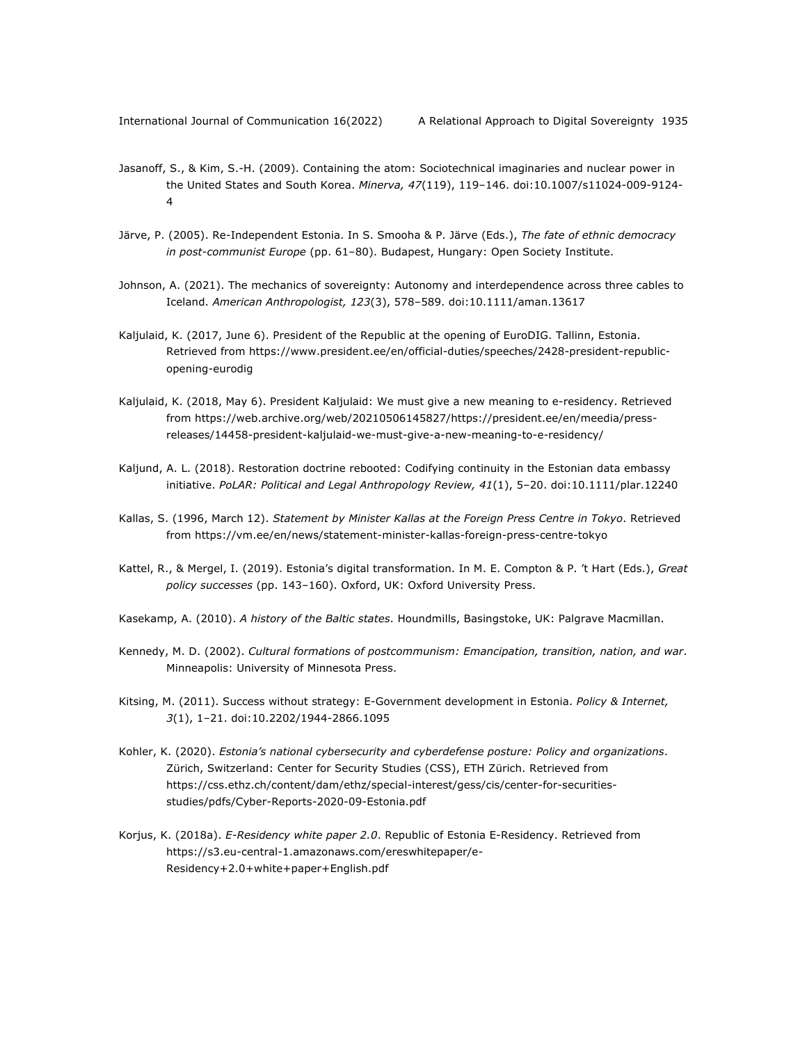Jasanoff, S., & Kim, S.-H. (2009). Containing the atom: Sociotechnical imaginaries and nuclear power in the United States and South Korea. *Minerva, 47*(119), 119–146. doi:10.1007/s11024-009-9124-4

Järve, P. (2005). Re-Independent Estonia. In S. Smooha & P. Järve (Eds.), *The fate of ethnic democracy in post-communist Europe* (pp. 61–80). Budapest, Hungary: Open Society Institute.

Johnson, A. (2021). The mechanics of sovereignty: Autonomy and interdependence across three cables to Iceland. *American Anthropologist, 123*(3), 578–589. doi:10.1111/aman.13617

Kaljulaid, K. (2017, June 6). President of the Republic at the opening of EuroDIG. Tallinn, Estonia. Retrieved from https://www.president.ee/en/official-duties/speeches/2428-president-republic-opening-eurodig

Kaljulaid, K. (2018, May 6). President Kaljulaid: We must give a new meaning to e-residency. Retrieved from https://web.archive.org/web/20210506145827/https://president.ee/en/meedia/press-releases/14458-president-kaljulaid-we-must-give-a-new-meaning-to-e-residency/

Kaljund, A. L. (2018). Restoration doctrine rebooted: Codifying continuity in the Estonian data embassy initiative. *PoLAR: Political and Legal Anthropology Review, 41*(1), 5–20. doi:10.1111/plar.12240

Kallas, S. (1996, March 12). *Statement by Minister Kallas at the Foreign Press Centre in Tokyo*. Retrieved from https://vm.ee/en/news/statement-minister-kallas-foreign-press-centre-tokyo

Kattel, R., & Mergel, I. (2019). Estonia's digital transformation. In M. E. Compton & P. 't Hart (Eds.), *Great policy successes* (pp. 143–160). Oxford, UK: Oxford University Press.

Kasekamp, A. (2010). *A history of the Baltic states*. Houndmills, Basingstoke, UK: Palgrave Macmillan.

Kennedy, M. D. (2002). *Cultural formations of postcommunism: Emancipation, transition, nation, and war*. Minneapolis: University of Minnesota Press.

Kitsing, M. (2011). Success without strategy: E-Government development in Estonia. *Policy & Internet, 3*(1), 1–21. doi:10.2202/1944-2866.1095

Kohler, K. (2020). *Estonia's national cybersecurity and cyberdefense posture: Policy and organizations*. Zürich, Switzerland: Center for Security Studies (CSS), ETH Zürich. Retrieved from https://css.ethz.ch/content/dam/ethz/special-interest/gess/cis/center-for-securities-studies/pdfs/Cyber-Reports-2020-09-Estonia.pdf

Korjus, K. (2018a). *E-Residency white paper 2.0*. Republic of Estonia E-Residency. Retrieved from https://s3.eu-central-1.amazonaws.com/ereswhitepaper/e-Residency+2.0+white+paper+English.pdf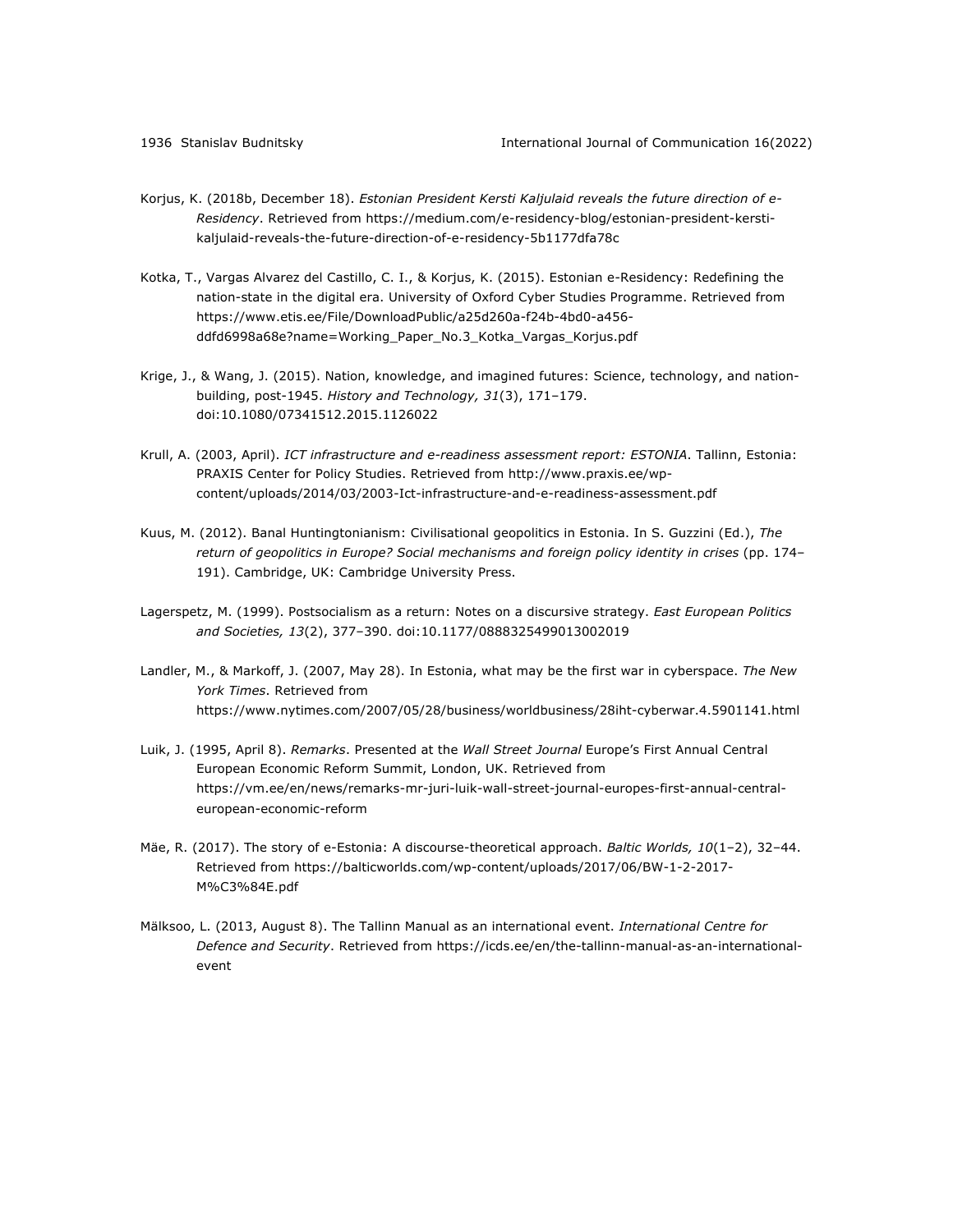Korjus, K. (2018b, December 18). *Estonian President Kersti Kaljulaid reveals the future direction of e-Residency*. Retrieved from https://medium.com/e-residency-blog/estonian-president-kersti-kaljulaid-reveals-the-future-direction-of-e-residency-5b1177dfa78c

Kotka, T., Vargas Alvarez del Castillo, C. I., & Korjus, K. (2015). Estonian e-Residency: Redefining the nation-state in the digital era. University of Oxford Cyber Studies Programme. Retrieved from https://www.etis.ee/File/DownloadPublic/a25d260a-f24b-4bd0-a456-ddfd6998a68e?name=Working_Paper_No.3_Kotka_Vargas_Korjus.pdf

Krige, J., & Wang, J. (2015). Nation, knowledge, and imagined futures: Science, technology, and nation-building, post-1945. *History and Technology, 31*(3), 171–179. doi:10.1080/07341512.2015.1126022

Krull, A. (2003, April). *ICT infrastructure and e-readiness assessment report: ESTONIA*. Tallinn, Estonia: PRAXIS Center for Policy Studies. Retrieved from http://www.praxis.ee/wp-content/uploads/2014/03/2003-Ict-infrastructure-and-e-readiness-assessment.pdf

Kuus, M. (2012). Banal Huntingtonianism: Civilisational geopolitics in Estonia. In S. Guzzini (Ed.), *The return of geopolitics in Europe? Social mechanisms and foreign policy identity in crises* (pp. 174–191). Cambridge, UK: Cambridge University Press.

Lagerspetz, M. (1999). Postsocialism as a return: Notes on a discursive strategy. *East European Politics and Societies, 13*(2), 377–390. doi:10.1177/0888325499013002019

Landler, M., & Markoff, J. (2007, May 28). In Estonia, what may be the first war in cyberspace. *The New York Times*. Retrieved from https://www.nytimes.com/2007/05/28/business/worldbusiness/28iht-cyberwar.4.5901141.html

Luik, J. (1995, April 8). *Remarks*. Presented at the *Wall Street Journal* Europe's First Annual Central European Economic Reform Summit, London, UK. Retrieved from https://vm.ee/en/news/remarks-mr-juri-luik-wall-street-journal-europes-first-annual-central-european-economic-reform

Mäe, R. (2017). The story of e-Estonia: A discourse-theoretical approach. *Baltic Worlds, 10*(1–2), 32–44. Retrieved from https://balticworlds.com/wp-content/uploads/2017/06/BW-1-2-2017-M%C3%84E.pdf

Mälksoo, L. (2013, August 8). The Tallinn Manual as an international event. *International Centre for Defence and Security*. Retrieved from https://icds.ee/en/the-tallinn-manual-as-an-international-event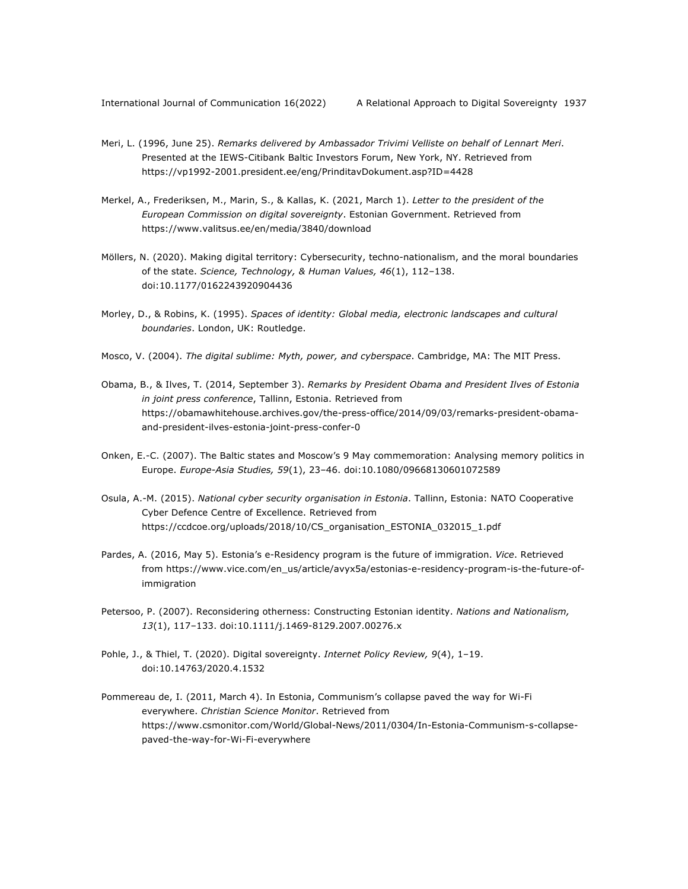Meri, L. (1996, June 25). *Remarks delivered by Ambassador Trivimi Velliste on behalf of Lennart Meri*. Presented at the IEWS-Citibank Baltic Investors Forum, New York, NY. Retrieved from https://vp1992-2001.president.ee/eng/PrinditavDokument.asp?ID=4428

Merkel, A., Frederiksen, M., Marin, S., & Kallas, K. (2021, March 1). *Letter to the president of the European Commission on digital sovereignty*. Estonian Government. Retrieved from https://www.valitsus.ee/en/media/3840/download

Möllers, N. (2020). Making digital territory: Cybersecurity, techno-nationalism, and the moral boundaries of the state. *Science, Technology, & Human Values, 46*(1), 112–138. doi:10.1177/0162243920904436

Morley, D., & Robins, K. (1995). *Spaces of identity: Global media, electronic landscapes and cultural boundaries*. London, UK: Routledge.

Mosco, V. (2004). *The digital sublime: Myth, power, and cyberspace*. Cambridge, MA: The MIT Press.

Obama, B., & Ilves, T. (2014, September 3). *Remarks by President Obama and President Ilves of Estonia in joint press conference*, Tallinn, Estonia. Retrieved from https://obamawhitehouse.archives.gov/the-press-office/2014/09/03/remarks-president-obama-and-president-ilves-estonia-joint-press-confer-0

Onken, E.-C. (2007). The Baltic states and Moscow's 9 May commemoration: Analysing memory politics in Europe. *Europe-Asia Studies, 59*(1), 23–46. doi:10.1080/09668130601072589

Osula, A.-M. (2015). *National cyber security organisation in Estonia*. Tallinn, Estonia: NATO Cooperative Cyber Defence Centre of Excellence. Retrieved from https://ccdcoe.org/uploads/2018/10/CS_organisation_ESTONIA_032015_1.pdf

Pardes, A. (2016, May 5). Estonia's e-Residency program is the future of immigration. *Vice*. Retrieved from https://www.vice.com/en_us/article/avyx5a/estonias-e-residency-program-is-the-future-of-immigration

Petersoo, P. (2007). Reconsidering otherness: Constructing Estonian identity. *Nations and Nationalism, 13*(1), 117–133. doi:10.1111/j.1469-8129.2007.00276.x

Pohle, J., & Thiel, T. (2020). Digital sovereignty. *Internet Policy Review, 9*(4), 1–19. doi:10.14763/2020.4.1532

Pommereau de, I. (2011, March 4). In Estonia, Communism's collapse paved the way for Wi-Fi everywhere. *Christian Science Monitor*. Retrieved from https://www.csmonitor.com/World/Global-News/2011/0304/In-Estonia-Communism-s-collapse-paved-the-way-for-Wi-Fi-everywhere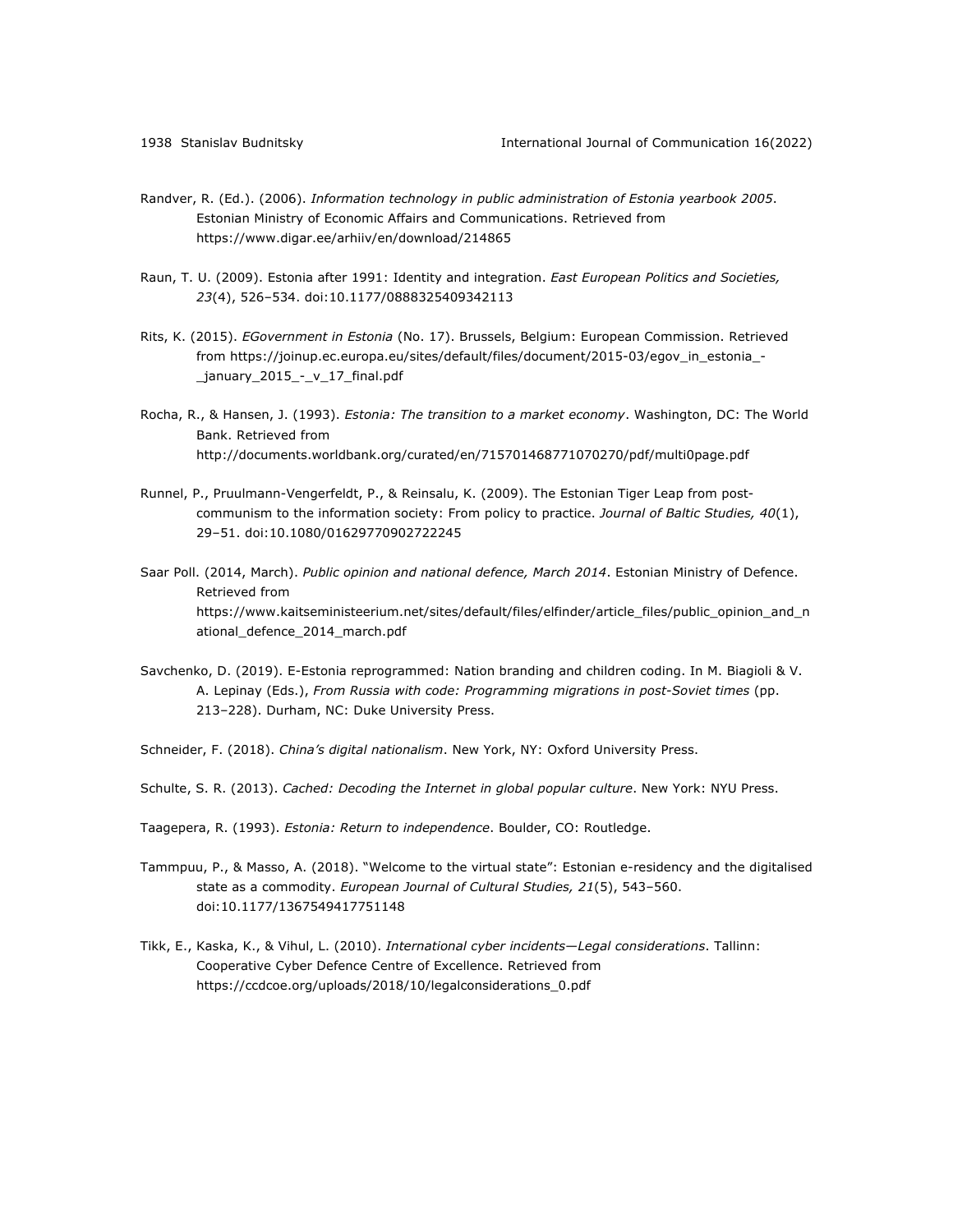Randver, R. (Ed.). (2006). *Information technology in public administration of Estonia yearbook 2005*. Estonian Ministry of Economic Affairs and Communications. Retrieved from https://www.digar.ee/arhiiv/en/download/214865

Raun, T. U. (2009). Estonia after 1991: Identity and integration. *East European Politics and Societies, 23*(4), 526–534. doi:10.1177/0888325409342113

Rits, K. (2015). *EGovernment in Estonia* (No. 17). Brussels, Belgium: European Commission. Retrieved from https://joinup.ec.europa.eu/sites/default/files/document/2015-03/egov_in_estonia_-_january_2015_-_v_17_final.pdf

Rocha, R., & Hansen, J. (1993). *Estonia: The transition to a market economy*. Washington, DC: The World Bank. Retrieved from http://documents.worldbank.org/curated/en/715701468771070270/pdf/multi0page.pdf

Runnel, P., Pruulmann-Vengerfeldt, P., & Reinsalu, K. (2009). The Estonian Tiger Leap from post-communism to the information society: From policy to practice. *Journal of Baltic Studies, 40*(1), 29–51. doi:10.1080/01629770902722245

Saar Poll. (2014, March). *Public opinion and national defence, March 2014*. Estonian Ministry of Defence. Retrieved from https://www.kaitseministeerium.net/sites/default/files/elfinder/article_files/public_opinion_and_national_defence_2014_march.pdf

Savchenko, D. (2019). E-Estonia reprogrammed: Nation branding and children coding. In M. Biagioli & V. A. Lepinay (Eds.), *From Russia with code: Programming migrations in post-Soviet times* (pp. 213–228). Durham, NC: Duke University Press.

Schneider, F. (2018). *China's digital nationalism*. New York, NY: Oxford University Press.

Schulte, S. R. (2013). *Cached: Decoding the Internet in global popular culture*. New York: NYU Press.

Taagepera, R. (1993). *Estonia: Return to independence*. Boulder, CO: Routledge.

Tammpuu, P., & Masso, A. (2018). "Welcome to the virtual state": Estonian e-residency and the digitalised state as a commodity. *European Journal of Cultural Studies, 21*(5), 543–560. doi:10.1177/1367549417751148

Tikk, E., Kaska, K., & Vihul, L. (2010). *International cyber incidents—Legal considerations*. Tallinn: Cooperative Cyber Defence Centre of Excellence. Retrieved from https://ccdcoe.org/uploads/2018/10/legalconsiderations_0.pdf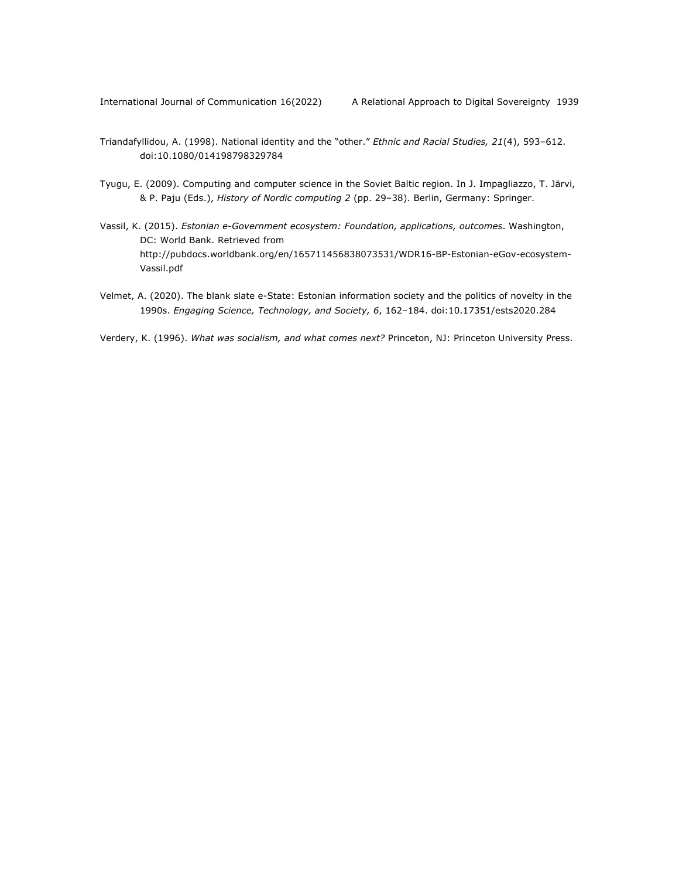Triandafyllidou, A. (1998). National identity and the "other." *Ethnic and Racial Studies, 21*(4), 593–612. doi:10.1080/014198798329784

Tyugu, E. (2009). Computing and computer science in the Soviet Baltic region. In J. Impagliazzo, T. Järvi, & P. Paju (Eds.), *History of Nordic computing 2* (pp. 29–38). Berlin, Germany: Springer.

Vassil, K. (2015). *Estonian e-Government ecosystem: Foundation, applications, outcomes*. Washington, DC: World Bank. Retrieved from http://pubdocs.worldbank.org/en/165711456838073531/WDR16-BP-Estonian-eGov-ecosystem-Vassil.pdf

Velmet, A. (2020). The blank slate e-State: Estonian information society and the politics of novelty in the 1990s. *Engaging Science, Technology, and Society, 6*, 162–184. doi:10.17351/ests2020.284

Verdery, K. (1996). *What was socialism, and what comes next?* Princeton, NJ: Princeton University Press.